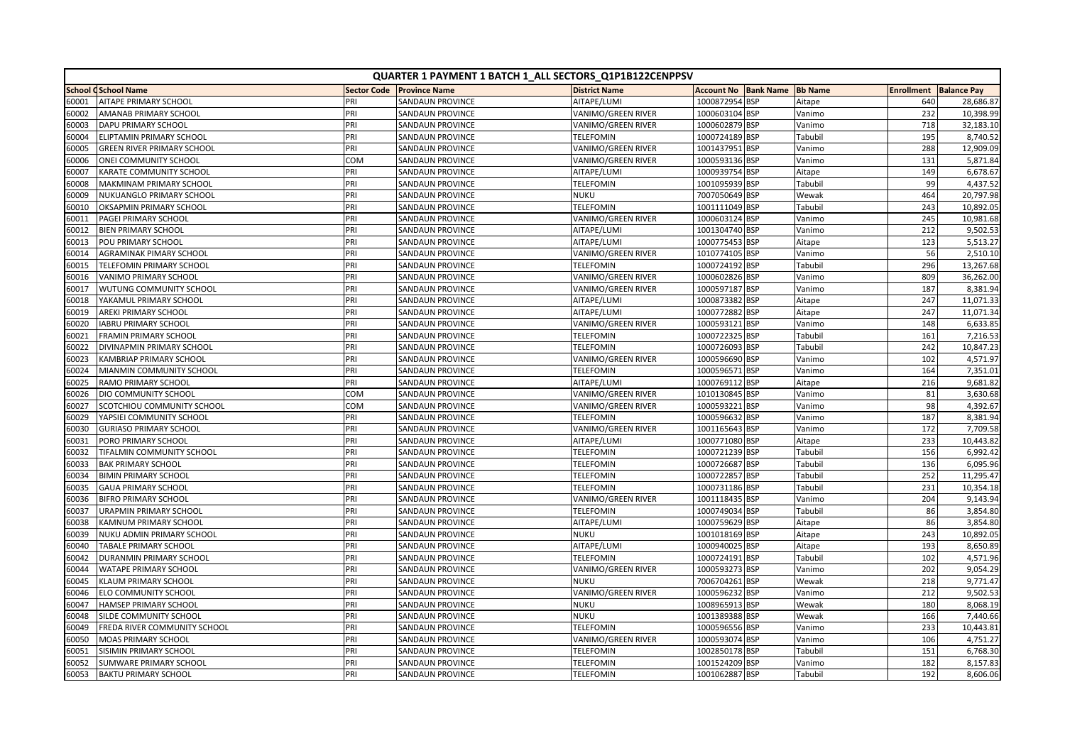# QUARTER 1 PAYMENT 1 BATCH 1_ALL SECTORS_Q1P1B122CENPPSV

| School C | School Name | Sector Code | Province Name | District Name | Account No | Bank Name | Bb Name | Enrollment | Balance Pay |
|---|---|---|---|---|---|---|---|---|---|
| 60001 | AITAPE PRIMARY SCHOOL | PRI | SANDAUN PROVINCE | AITAPE/LUMI | 1000872954 | BSP | Aitape | 640 | 28,686.87 |
| 60002 | AMANAB PRIMARY SCHOOL | PRI | SANDAUN PROVINCE | VANIMO/GREEN RIVER | 1000603104 | BSP | Vanimo | 232 | 10,398.99 |
| 60003 | DAPU PRIMARY SCHOOL | PRI | SANDAUN PROVINCE | VANIMO/GREEN RIVER | 1000602879 | BSP | Vanimo | 718 | 32,183.10 |
| 60004 | ELIPTAMIN PRIMARY SCHOOL | PRI | SANDAUN PROVINCE | TELEFOMIN | 1000724189 | BSP | Tabubil | 195 | 8,740.52 |
| 60005 | GREEN RIVER PRIMARY SCHOOL | PRI | SANDAUN PROVINCE | VANIMO/GREEN RIVER | 1001437951 | BSP | Vanimo | 288 | 12,909.09 |
| 60006 | ONEI COMMUNITY SCHOOL | COM | SANDAUN PROVINCE | VANIMO/GREEN RIVER | 1000593136 | BSP | Vanimo | 131 | 5,871.84 |
| 60007 | KARATE COMMUNITY SCHOOL | PRI | SANDAUN PROVINCE | AITAPE/LUMI | 1000939754 | BSP | Aitape | 149 | 6,678.67 |
| 60008 | MAKMINAM PRIMARY SCHOOL | PRI | SANDAUN PROVINCE | TELEFOMIN | 1001095939 | BSP | Tabubil | 99 | 4,437.52 |
| 60009 | NUKUANGLO PRIMARY SCHOOL | PRI | SANDAUN PROVINCE | NUKU | 7007050649 | BSP | Wewak | 464 | 20,797.98 |
| 60010 | OKSAPMIN PRIMARY SCHOOL | PRI | SANDAUN PROVINCE | TELEFOMIN | 1001111049 | BSP | Tabubil | 243 | 10,892.05 |
| 60011 | PAGEI PRIMARY SCHOOL | PRI | SANDAUN PROVINCE | VANIMO/GREEN RIVER | 1000603124 | BSP | Vanimo | 245 | 10,981.68 |
| 60012 | BIEN PRIMARY SCHOOL | PRI | SANDAUN PROVINCE | AITAPE/LUMI | 1001304740 | BSP | Vanimo | 212 | 9,502.53 |
| 60013 | POU PRIMARY SCHOOL | PRI | SANDAUN PROVINCE | AITAPE/LUMI | 1000775453 | BSP | Aitape | 123 | 5,513.27 |
| 60014 | AGRAMINAK PIMARY SCHOOL | PRI | SANDAUN PROVINCE | VANIMO/GREEN RIVER | 1010774105 | BSP | Vanimo | 56 | 2,510.10 |
| 60015 | TELEFOMIN PRIMARY SCHOOL | PRI | SANDAUN PROVINCE | TELEFOMIN | 1000724192 | BSP | Tabubil | 296 | 13,267.68 |
| 60016 | VANIMO PRIMARY SCHOOL | PRI | SANDAUN PROVINCE | VANIMO/GREEN RIVER | 1000602826 | BSP | Vanimo | 809 | 36,262.00 |
| 60017 | WUTUNG COMMUNITY SCHOOL | PRI | SANDAUN PROVINCE | VANIMO/GREEN RIVER | 1000597187 | BSP | Vanimo | 187 | 8,381.94 |
| 60018 | YAKAMUL PRIMARY SCHOOL | PRI | SANDAUN PROVINCE | AITAPE/LUMI | 1000873382 | BSP | Aitape | 247 | 11,071.33 |
| 60019 | AREKI PRIMARY SCHOOL | PRI | SANDAUN PROVINCE | AITAPE/LUMI | 1000772882 | BSP | Aitape | 247 | 11,071.34 |
| 60020 | IABRU PRIMARY SCHOOL | PRI | SANDAUN PROVINCE | VANIMO/GREEN RIVER | 1000593121 | BSP | Vanimo | 148 | 6,633.85 |
| 60021 | FRAMIN PRIMARY SCHOOL | PRI | SANDAUN PROVINCE | TELEFOMIN | 1000722325 | BSP | Tabubil | 161 | 7,216.53 |
| 60022 | DIVINAPMIN PRIMARY SCHOOL | PRI | SANDAUN PROVINCE | TELEFOMIN | 1000726093 | BSP | Tabubil | 242 | 10,847.23 |
| 60023 | KAMBRIAP PRIMARY SCHOOL | PRI | SANDAUN PROVINCE | VANIMO/GREEN RIVER | 1000596690 | BSP | Vanimo | 102 | 4,571.97 |
| 60024 | MIANMIN COMMUNITY SCHOOL | PRI | SANDAUN PROVINCE | TELEFOMIN | 1000596571 | BSP | Vanimo | 164 | 7,351.01 |
| 60025 | RAMO PRIMARY SCHOOL | PRI | SANDAUN PROVINCE | AITAPE/LUMI | 1000769112 | BSP | Aitape | 216 | 9,681.82 |
| 60026 | DIO COMMUNITY SCHOOL | COM | SANDAUN PROVINCE | VANIMO/GREEN RIVER | 1010130845 | BSP | Vanimo | 81 | 3,630.68 |
| 60027 | SCOTCHIOU COMMUNITY SCHOOL | COM | SANDAUN PROVINCE | VANIMO/GREEN RIVER | 1000593221 | BSP | Vanimo | 98 | 4,392.67 |
| 60029 | YAPSIEI COMMUNITY SCHOOL | PRI | SANDAUN PROVINCE | TELEFOMIN | 1000596632 | BSP | Vanimo | 187 | 8,381.94 |
| 60030 | GURIASO PRIMARY SCHOOL | PRI | SANDAUN PROVINCE | VANIMO/GREEN RIVER | 1001165643 | BSP | Vanimo | 172 | 7,709.58 |
| 60031 | PORO PRIMARY SCHOOL | PRI | SANDAUN PROVINCE | AITAPE/LUMI | 1000771080 | BSP | Aitape | 233 | 10,443.82 |
| 60032 | TIFALMIN COMMUNITY SCHOOL | PRI | SANDAUN PROVINCE | TELEFOMIN | 1000721239 | BSP | Tabubil | 156 | 6,992.42 |
| 60033 | BAK PRIMARY SCHOOL | PRI | SANDAUN PROVINCE | TELEFOMIN | 1000726687 | BSP | Tabubil | 136 | 6,095.96 |
| 60034 | BIMIN PRIMARY SCHOOL | PRI | SANDAUN PROVINCE | TELEFOMIN | 1000722857 | BSP | Tabubil | 252 | 11,295.47 |
| 60035 | GAUA PRIMARY SCHOOL | PRI | SANDAUN PROVINCE | TELEFOMIN | 1000731186 | BSP | Tabubil | 231 | 10,354.18 |
| 60036 | BIFRO PRIMARY SCHOOL | PRI | SANDAUN PROVINCE | VANIMO/GREEN RIVER | 1001118435 | BSP | Vanimo | 204 | 9,143.94 |
| 60037 | URAPMIN PRIMARY SCHOOL | PRI | SANDAUN PROVINCE | TELEFOMIN | 1000749034 | BSP | Tabubil | 86 | 3,854.80 |
| 60038 | KAMNUM PRIMARY SCHOOL | PRI | SANDAUN PROVINCE | AITAPE/LUMI | 1000759629 | BSP | Aitape | 86 | 3,854.80 |
| 60039 | NUKU ADMIN PRIMARY SCHOOL | PRI | SANDAUN PROVINCE | NUKU | 1001018169 | BSP | Aitape | 243 | 10,892.05 |
| 60040 | TABALE PRIMARY SCHOOL | PRI | SANDAUN PROVINCE | AITAPE/LUMI | 1000940025 | BSP | Aitape | 193 | 8,650.89 |
| 60042 | DURANMIN PRIMARY SCHOOL | PRI | SANDAUN PROVINCE | TELEFOMIN | 1000724191 | BSP | Tabubil | 102 | 4,571.96 |
| 60044 | WATAPE PRIMARY SCHOOL | PRI | SANDAUN PROVINCE | VANIMO/GREEN RIVER | 1000593273 | BSP | Vanimo | 202 | 9,054.29 |
| 60045 | KLAUM PRIMARY SCHOOL | PRI | SANDAUN PROVINCE | NUKU | 7006704261 | BSP | Wewak | 218 | 9,771.47 |
| 60046 | ELO COMMUNITY SCHOOL | PRI | SANDAUN PROVINCE | VANIMO/GREEN RIVER | 1000596232 | BSP | Vanimo | 212 | 9,502.53 |
| 60047 | HAMSEP PRIMARY SCHOOL | PRI | SANDAUN PROVINCE | NUKU | 1008965913 | BSP | Wewak | 180 | 8,068.19 |
| 60048 | SILDE COMMUNITY SCHOOL | PRI | SANDAUN PROVINCE | NUKU | 1001389388 | BSP | Wewak | 166 | 7,440.66 |
| 60049 | FREDA RIVER COMMUNITY SCHOOL | PRI | SANDAUN PROVINCE | TELEFOMIN | 1000596556 | BSP | Vanimo | 233 | 10,443.81 |
| 60050 | MOAS PRIMARY SCHOOL | PRI | SANDAUN PROVINCE | VANIMO/GREEN RIVER | 1000593074 | BSP | Vanimo | 106 | 4,751.27 |
| 60051 | SISIMIN PRIMARY SCHOOL | PRI | SANDAUN PROVINCE | TELEFOMIN | 1002850178 | BSP | Tabubil | 151 | 6,768.30 |
| 60052 | SUMWARE PRIMARY SCHOOL | PRI | SANDAUN PROVINCE | TELEFOMIN | 1001524209 | BSP | Vanimo | 182 | 8,157.83 |
| 60053 | BAKTU PRIMARY SCHOOL | PRI | SANDAUN PROVINCE | TELEFOMIN | 1001062887 | BSP | Tabubil | 192 | 8,606.06 |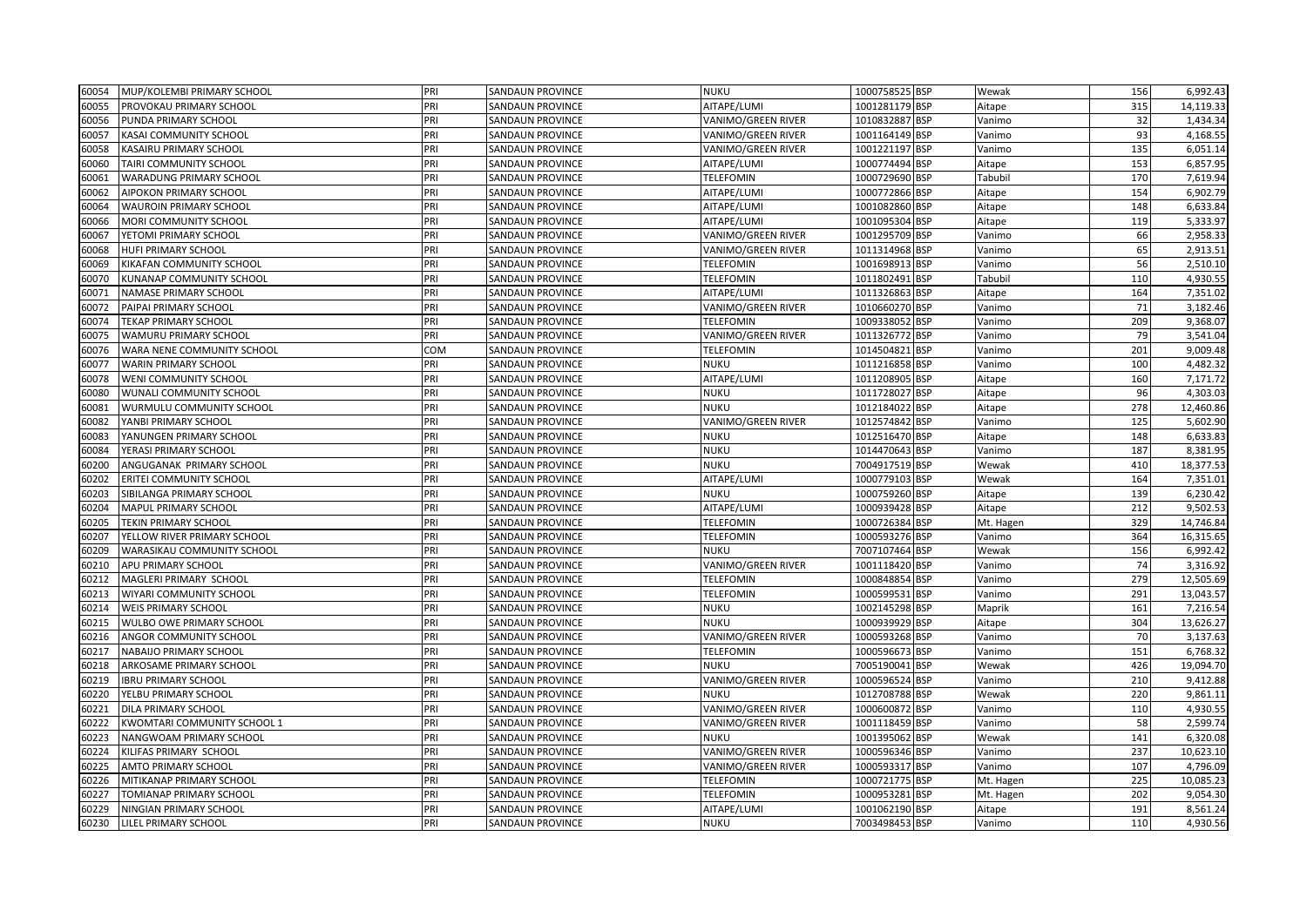| | | | | | | | | | |
|---|---|---|---|---|---|---|---|---|---|
| 60054 | MUP/KOLEMBI PRIMARY SCHOOL | PRI | SANDAUN PROVINCE | NUKU | 1000758525 | BSP | Wewak | 156 | 6,992.43 |
| 60055 | PROVOKAU PRIMARY SCHOOL | PRI | SANDAUN PROVINCE | AITAPE/LUMI | 1001281179 | BSP | Aitape | 315 | 14,119.33 |
| 60056 | PUNDA PRIMARY SCHOOL | PRI | SANDAUN PROVINCE | VANIMO/GREEN RIVER | 1010832887 | BSP | Vanimo | 32 | 1,434.34 |
| 60057 | KASAI COMMUNITY SCHOOL | PRI | SANDAUN PROVINCE | VANIMO/GREEN RIVER | 1001164149 | BSP | Vanimo | 93 | 4,168.55 |
| 60058 | KASAIRU PRIMARY SCHOOL | PRI | SANDAUN PROVINCE | VANIMO/GREEN RIVER | 1001221197 | BSP | Vanimo | 135 | 6,051.14 |
| 60060 | TAIRI COMMUNITY SCHOOL | PRI | SANDAUN PROVINCE | AITAPE/LUMI | 1000774494 | BSP | Aitape | 153 | 6,857.95 |
| 60061 | WARADUNG PRIMARY SCHOOL | PRI | SANDAUN PROVINCE | TELEFOMIN | 1000729690 | BSP | Tabubil | 170 | 7,619.94 |
| 60062 | AIPOKON PRIMARY SCHOOL | PRI | SANDAUN PROVINCE | AITAPE/LUMI | 1000772866 | BSP | Aitape | 154 | 6,902.79 |
| 60064 | WAUROIN PRIMARY SCHOOL | PRI | SANDAUN PROVINCE | AITAPE/LUMI | 1001082860 | BSP | Aitape | 148 | 6,633.84 |
| 60066 | MORI COMMUNITY SCHOOL | PRI | SANDAUN PROVINCE | AITAPE/LUMI | 1001095304 | BSP | Aitape | 119 | 5,333.97 |
| 60067 | YETOMI PRIMARY SCHOOL | PRI | SANDAUN PROVINCE | VANIMO/GREEN RIVER | 1001295709 | BSP | Vanimo | 66 | 2,958.33 |
| 60068 | HUFI PRIMARY SCHOOL | PRI | SANDAUN PROVINCE | VANIMO/GREEN RIVER | 1011314968 | BSP | Vanimo | 65 | 2,913.51 |
| 60069 | KIKAFAN COMMUNITY SCHOOL | PRI | SANDAUN PROVINCE | TELEFOMIN | 1001698913 | BSP | Vanimo | 56 | 2,510.10 |
| 60070 | KUNANAP COMMUNITY SCHOOL | PRI | SANDAUN PROVINCE | TELEFOMIN | 1011802491 | BSP | Tabubil | 110 | 4,930.55 |
| 60071 | NAMASE PRIMARY SCHOOL | PRI | SANDAUN PROVINCE | AITAPE/LUMI | 1011326863 | BSP | Aitape | 164 | 7,351.02 |
| 60072 | PAIPAI PRIMARY SCHOOL | PRI | SANDAUN PROVINCE | VANIMO/GREEN RIVER | 1010660270 | BSP | Vanimo | 71 | 3,182.46 |
| 60074 | TEKAP PRIMARY SCHOOL | PRI | SANDAUN PROVINCE | TELEFOMIN | 1009338052 | BSP | Vanimo | 209 | 9,368.07 |
| 60075 | WAMURU PRIMARY SCHOOL | PRI | SANDAUN PROVINCE | VANIMO/GREEN RIVER | 1011326772 | BSP | Vanimo | 79 | 3,541.04 |
| 60076 | WARA NENE COMMUNITY SCHOOL | COM | SANDAUN PROVINCE | TELEFOMIN | 1014504821 | BSP | Vanimo | 201 | 9,009.48 |
| 60077 | WARIN PRIMARY SCHOOL | PRI | SANDAUN PROVINCE | NUKU | 1011216858 | BSP | Vanimo | 100 | 4,482.32 |
| 60078 | WENI COMMUNITY SCHOOL | PRI | SANDAUN PROVINCE | AITAPE/LUMI | 1011208905 | BSP | Aitape | 160 | 7,171.72 |
| 60080 | WUNALI COMMUNITY SCHOOL | PRI | SANDAUN PROVINCE | NUKU | 1011728027 | BSP | Aitape | 96 | 4,303.03 |
| 60081 | WURMULU COMMUNITY SCHOOL | PRI | SANDAUN PROVINCE | NUKU | 1012184022 | BSP | Aitape | 278 | 12,460.86 |
| 60082 | YANBI PRIMARY SCHOOL | PRI | SANDAUN PROVINCE | VANIMO/GREEN RIVER | 1012574842 | BSP | Vanimo | 125 | 5,602.90 |
| 60083 | YANUNGEN PRIMARY SCHOOL | PRI | SANDAUN PROVINCE | NUKU | 1012516470 | BSP | Aitape | 148 | 6,633.83 |
| 60084 | YERASI PRIMARY SCHOOL | PRI | SANDAUN PROVINCE | NUKU | 1014470643 | BSP | Vanimo | 187 | 8,381.95 |
| 60200 | ANGUGANAK PRIMARY SCHOOL | PRI | SANDAUN PROVINCE | NUKU | 7004917519 | BSP | Wewak | 410 | 18,377.53 |
| 60202 | ERITEI COMMUNITY SCHOOL | PRI | SANDAUN PROVINCE | AITAPE/LUMI | 1000779103 | BSP | Wewak | 164 | 7,351.01 |
| 60203 | SIBILANGA PRIMARY SCHOOL | PRI | SANDAUN PROVINCE | NUKU | 1000759260 | BSP | Aitape | 139 | 6,230.42 |
| 60204 | MAPUL PRIMARY SCHOOL | PRI | SANDAUN PROVINCE | AITAPE/LUMI | 1000939428 | BSP | Aitape | 212 | 9,502.53 |
| 60205 | TEKIN PRIMARY SCHOOL | PRI | SANDAUN PROVINCE | TELEFOMIN | 1000726384 | BSP | Mt. Hagen | 329 | 14,746.84 |
| 60207 | YELLOW RIVER PRIMARY SCHOOL | PRI | SANDAUN PROVINCE | TELEFOMIN | 1000593276 | BSP | Vanimo | 364 | 16,315.65 |
| 60209 | WARASIKAU COMMUNITY SCHOOL | PRI | SANDAUN PROVINCE | NUKU | 7007107464 | BSP | Wewak | 156 | 6,992.42 |
| 60210 | APU PRIMARY SCHOOL | PRI | SANDAUN PROVINCE | VANIMO/GREEN RIVER | 1001118420 | BSP | Vanimo | 74 | 3,316.92 |
| 60212 | MAGLERI PRIMARY SCHOOL | PRI | SANDAUN PROVINCE | TELEFOMIN | 1000848854 | BSP | Vanimo | 279 | 12,505.69 |
| 60213 | WIYARI COMMUNITY SCHOOL | PRI | SANDAUN PROVINCE | TELEFOMIN | 1000599531 | BSP | Vanimo | 291 | 13,043.57 |
| 60214 | WEIS PRIMARY SCHOOL | PRI | SANDAUN PROVINCE | NUKU | 1002145298 | BSP | Maprik | 161 | 7,216.54 |
| 60215 | WULBO OWE PRIMARY SCHOOL | PRI | SANDAUN PROVINCE | NUKU | 1000939929 | BSP | Aitape | 304 | 13,626.27 |
| 60216 | ANGOR COMMUNITY SCHOOL | PRI | SANDAUN PROVINCE | VANIMO/GREEN RIVER | 1000593268 | BSP | Vanimo | 70 | 3,137.63 |
| 60217 | NABAIJO PRIMARY SCHOOL | PRI | SANDAUN PROVINCE | TELEFOMIN | 1000596673 | BSP | Vanimo | 151 | 6,768.32 |
| 60218 | ARKOSAME PRIMARY SCHOOL | PRI | SANDAUN PROVINCE | NUKU | 7005190041 | BSP | Wewak | 426 | 19,094.70 |
| 60219 | IBRU PRIMARY SCHOOL | PRI | SANDAUN PROVINCE | VANIMO/GREEN RIVER | 1000596524 | BSP | Vanimo | 210 | 9,412.88 |
| 60220 | YELBU PRIMARY SCHOOL | PRI | SANDAUN PROVINCE | NUKU | 1012708788 | BSP | Wewak | 220 | 9,861.11 |
| 60221 | DILA PRIMARY SCHOOL | PRI | SANDAUN PROVINCE | VANIMO/GREEN RIVER | 1000600872 | BSP | Vanimo | 110 | 4,930.55 |
| 60222 | KWOMTARI COMMUNITY SCHOOL 1 | PRI | SANDAUN PROVINCE | VANIMO/GREEN RIVER | 1001118459 | BSP | Vanimo | 58 | 2,599.74 |
| 60223 | NANGWOAM PRIMARY SCHOOL | PRI | SANDAUN PROVINCE | NUKU | 1001395062 | BSP | Wewak | 141 | 6,320.08 |
| 60224 | KILIFAS PRIMARY SCHOOL | PRI | SANDAUN PROVINCE | VANIMO/GREEN RIVER | 1000596346 | BSP | Vanimo | 237 | 10,623.10 |
| 60225 | AMTO PRIMARY SCHOOL | PRI | SANDAUN PROVINCE | VANIMO/GREEN RIVER | 1000593317 | BSP | Vanimo | 107 | 4,796.09 |
| 60226 | MITIKANAP PRIMARY SCHOOL | PRI | SANDAUN PROVINCE | TELEFOMIN | 1000721775 | BSP | Mt. Hagen | 225 | 10,085.23 |
| 60227 | TOMIANAP PRIMARY SCHOOL | PRI | SANDAUN PROVINCE | TELEFOMIN | 1000953281 | BSP | Mt. Hagen | 202 | 9,054.30 |
| 60229 | NINGIAN PRIMARY SCHOOL | PRI | SANDAUN PROVINCE | AITAPE/LUMI | 1001062190 | BSP | Aitape | 191 | 8,561.24 |
| 60230 | LILEL PRIMARY SCHOOL | PRI | SANDAUN PROVINCE | NUKU | 7003498453 | BSP | Vanimo | 110 | 4,930.56 |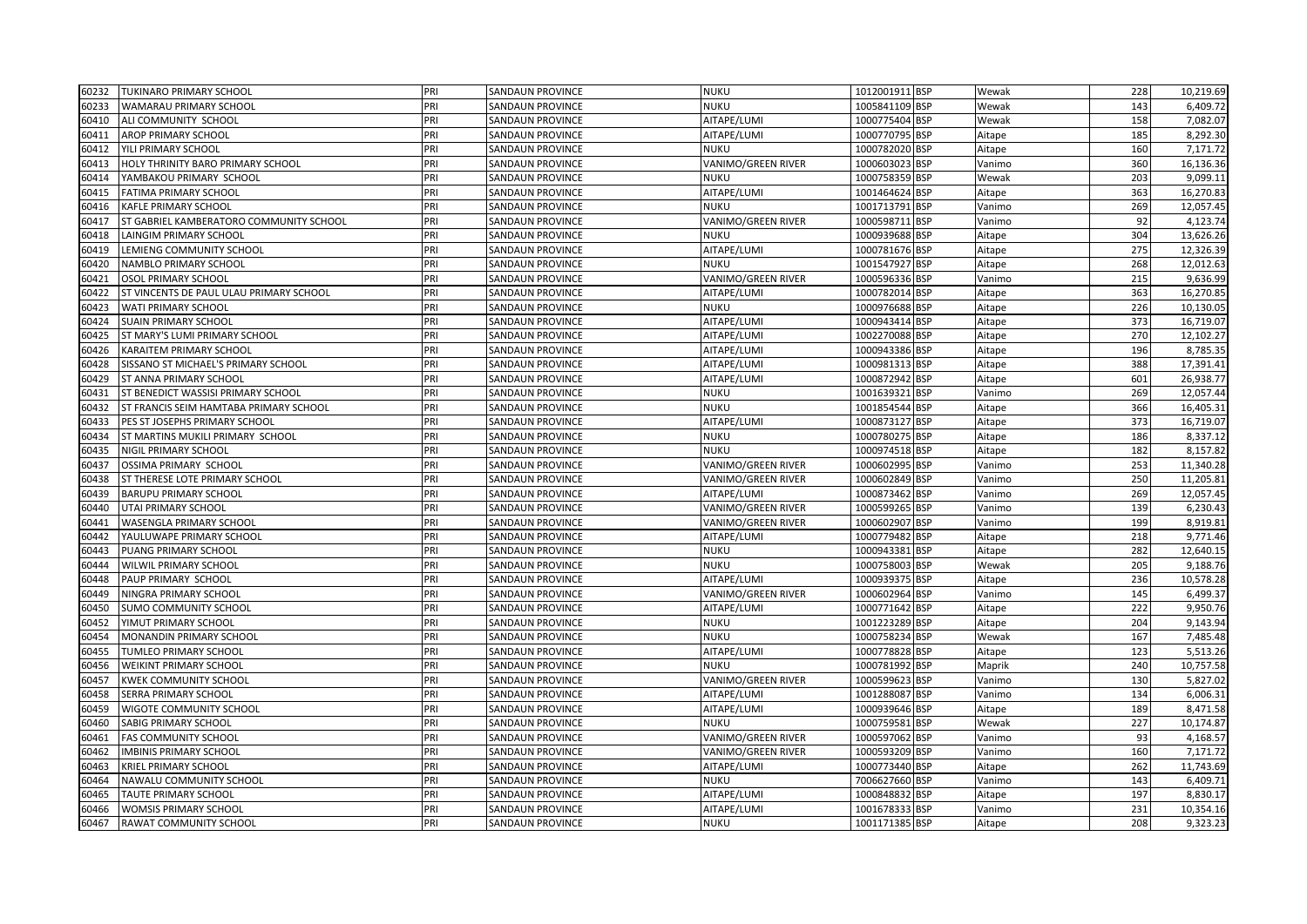| 60232 | TUKINARO PRIMARY SCHOOL | PRI | SANDAUN PROVINCE | NUKU | 1012001911 | BSP | Wewak | 228 | 10,219.69 |
|---|---|---|---|---|---|---|---|---|---|
| 60233 | WAMARAU PRIMARY SCHOOL | PRI | SANDAUN PROVINCE | NUKU | 1005841109 | BSP | Wewak | 143 | 6,409.72 |
| 60410 | ALI COMMUNITY SCHOOL | PRI | SANDAUN PROVINCE | AITAPE/LUMI | 1000775404 | BSP | Wewak | 158 | 7,082.07 |
| 60411 | AROP PRIMARY SCHOOL | PRI | SANDAUN PROVINCE | AITAPE/LUMI | 1000770795 | BSP | Aitape | 185 | 8,292.30 |
| 60412 | YILI PRIMARY SCHOOL | PRI | SANDAUN PROVINCE | NUKU | 1000782020 | BSP | Aitape | 160 | 7,171.72 |
| 60413 | HOLY THRINITY BARO PRIMARY SCHOOL | PRI | SANDAUN PROVINCE | VANIMO/GREEN RIVER | 1000603023 | BSP | Vanimo | 360 | 16,136.36 |
| 60414 | YAMBAKOU PRIMARY SCHOOL | PRI | SANDAUN PROVINCE | NUKU | 1000758359 | BSP | Wewak | 203 | 9,099.11 |
| 60415 | FATIMA PRIMARY SCHOOL | PRI | SANDAUN PROVINCE | AITAPE/LUMI | 1001464624 | BSP | Aitape | 363 | 16,270.83 |
| 60416 | KAFLE PRIMARY SCHOOL | PRI | SANDAUN PROVINCE | NUKU | 1001713791 | BSP | Vanimo | 269 | 12,057.45 |
| 60417 | ST GABRIEL KAMBERATORO COMMUNITY SCHOOL | PRI | SANDAUN PROVINCE | VANIMO/GREEN RIVER | 1000598711 | BSP | Vanimo | 92 | 4,123.74 |
| 60418 | LAINGIM PRIMARY SCHOOL | PRI | SANDAUN PROVINCE | NUKU | 1000939688 | BSP | Aitape | 304 | 13,626.26 |
| 60419 | LEMIENG COMMUNITY SCHOOL | PRI | SANDAUN PROVINCE | AITAPE/LUMI | 1000781676 | BSP | Aitape | 275 | 12,326.39 |
| 60420 | NAMBLO PRIMARY SCHOOL | PRI | SANDAUN PROVINCE | NUKU | 1001547927 | BSP | Aitape | 268 | 12,012.63 |
| 60421 | OSOL PRIMARY SCHOOL | PRI | SANDAUN PROVINCE | VANIMO/GREEN RIVER | 1000596336 | BSP | Vanimo | 215 | 9,636.99 |
| 60422 | ST VINCENTS DE PAUL ULAU PRIMARY SCHOOL | PRI | SANDAUN PROVINCE | AITAPE/LUMI | 1000782014 | BSP | Aitape | 363 | 16,270.85 |
| 60423 | WATI PRIMARY SCHOOL | PRI | SANDAUN PROVINCE | NUKU | 1000976688 | BSP | Aitape | 226 | 10,130.05 |
| 60424 | SUAIN PRIMARY SCHOOL | PRI | SANDAUN PROVINCE | AITAPE/LUMI | 1000943414 | BSP | Aitape | 373 | 16,719.07 |
| 60425 | ST MARY'S LUMI PRIMARY SCHOOL | PRI | SANDAUN PROVINCE | AITAPE/LUMI | 1002270088 | BSP | Aitape | 270 | 12,102.27 |
| 60426 | KARAITEM PRIMARY SCHOOL | PRI | SANDAUN PROVINCE | AITAPE/LUMI | 1000943386 | BSP | Aitape | 196 | 8,785.35 |
| 60428 | SISSANO ST MICHAEL'S PRIMARY SCHOOL | PRI | SANDAUN PROVINCE | AITAPE/LUMI | 1000981313 | BSP | Aitape | 388 | 17,391.41 |
| 60429 | ST ANNA PRIMARY SCHOOL | PRI | SANDAUN PROVINCE | AITAPE/LUMI | 1000872942 | BSP | Aitape | 601 | 26,938.77 |
| 60431 | ST BENEDICT WASSISI PRIMARY SCHOOL | PRI | SANDAUN PROVINCE | NUKU | 1001639321 | BSP | Vanimo | 269 | 12,057.44 |
| 60432 | ST FRANCIS SEIM HAMTABA PRIMARY SCHOOL | PRI | SANDAUN PROVINCE | NUKU | 1001854544 | BSP | Aitape | 366 | 16,405.31 |
| 60433 | PES ST JOSEPHS PRIMARY SCHOOL | PRI | SANDAUN PROVINCE | AITAPE/LUMI | 1000873127 | BSP | Aitape | 373 | 16,719.07 |
| 60434 | ST MARTINS MUKILI PRIMARY SCHOOL | PRI | SANDAUN PROVINCE | NUKU | 1000780275 | BSP | Aitape | 186 | 8,337.12 |
| 60435 | NIGIL PRIMARY SCHOOL | PRI | SANDAUN PROVINCE | NUKU | 1000974518 | BSP | Aitape | 182 | 8,157.82 |
| 60437 | OSSIMA PRIMARY SCHOOL | PRI | SANDAUN PROVINCE | VANIMO/GREEN RIVER | 1000602995 | BSP | Vanimo | 253 | 11,340.28 |
| 60438 | ST THERESE LOTE PRIMARY SCHOOL | PRI | SANDAUN PROVINCE | VANIMO/GREEN RIVER | 1000602849 | BSP | Vanimo | 250 | 11,205.81 |
| 60439 | BARUPU PRIMARY SCHOOL | PRI | SANDAUN PROVINCE | AITAPE/LUMI | 1000873462 | BSP | Vanimo | 269 | 12,057.45 |
| 60440 | UTAI PRIMARY SCHOOL | PRI | SANDAUN PROVINCE | VANIMO/GREEN RIVER | 1000599265 | BSP | Vanimo | 139 | 6,230.43 |
| 60441 | WASENGLA PRIMARY SCHOOL | PRI | SANDAUN PROVINCE | VANIMO/GREEN RIVER | 1000602907 | BSP | Vanimo | 199 | 8,919.81 |
| 60442 | YAULUWAPE PRIMARY SCHOOL | PRI | SANDAUN PROVINCE | AITAPE/LUMI | 1000779482 | BSP | Aitape | 218 | 9,771.46 |
| 60443 | PUANG PRIMARY SCHOOL | PRI | SANDAUN PROVINCE | NUKU | 1000943381 | BSP | Aitape | 282 | 12,640.15 |
| 60444 | WILWIL PRIMARY SCHOOL | PRI | SANDAUN PROVINCE | NUKU | 1000758003 | BSP | Wewak | 205 | 9,188.76 |
| 60448 | PAUP PRIMARY SCHOOL | PRI | SANDAUN PROVINCE | AITAPE/LUMI | 1000939375 | BSP | Aitape | 236 | 10,578.28 |
| 60449 | NINGRA PRIMARY SCHOOL | PRI | SANDAUN PROVINCE | VANIMO/GREEN RIVER | 1000602964 | BSP | Vanimo | 145 | 6,499.37 |
| 60450 | SUMO COMMUNITY SCHOOL | PRI | SANDAUN PROVINCE | AITAPE/LUMI | 1000771642 | BSP | Aitape | 222 | 9,950.76 |
| 60452 | YIMUT PRIMARY SCHOOL | PRI | SANDAUN PROVINCE | NUKU | 1001223289 | BSP | Aitape | 204 | 9,143.94 |
| 60454 | MONANDIN PRIMARY SCHOOL | PRI | SANDAUN PROVINCE | NUKU | 1000758234 | BSP | Wewak | 167 | 7,485.48 |
| 60455 | TUMLEO PRIMARY SCHOOL | PRI | SANDAUN PROVINCE | AITAPE/LUMI | 1000778828 | BSP | Aitape | 123 | 5,513.26 |
| 60456 | WEIKINT PRIMARY SCHOOL | PRI | SANDAUN PROVINCE | NUKU | 1000781992 | BSP | Maprik | 240 | 10,757.58 |
| 60457 | KWEK COMMUNITY SCHOOL | PRI | SANDAUN PROVINCE | VANIMO/GREEN RIVER | 1000599623 | BSP | Vanimo | 130 | 5,827.02 |
| 60458 | SERRA PRIMARY SCHOOL | PRI | SANDAUN PROVINCE | AITAPE/LUMI | 1001288087 | BSP | Vanimo | 134 | 6,006.31 |
| 60459 | WIGOTE COMMUNITY SCHOOL | PRI | SANDAUN PROVINCE | AITAPE/LUMI | 1000939646 | BSP | Aitape | 189 | 8,471.58 |
| 60460 | SABIG PRIMARY SCHOOL | PRI | SANDAUN PROVINCE | NUKU | 1000759581 | BSP | Wewak | 227 | 10,174.87 |
| 60461 | FAS COMMUNITY SCHOOL | PRI | SANDAUN PROVINCE | VANIMO/GREEN RIVER | 1000597062 | BSP | Vanimo | 93 | 4,168.57 |
| 60462 | IMBINIS PRIMARY SCHOOL | PRI | SANDAUN PROVINCE | VANIMO/GREEN RIVER | 1000593209 | BSP | Vanimo | 160 | 7,171.72 |
| 60463 | KRIEL PRIMARY SCHOOL | PRI | SANDAUN PROVINCE | AITAPE/LUMI | 1000773440 | BSP | Aitape | 262 | 11,743.69 |
| 60464 | NAWALU COMMUNITY SCHOOL | PRI | SANDAUN PROVINCE | NUKU | 7006627660 | BSP | Vanimo | 143 | 6,409.71 |
| 60465 | TAUTE PRIMARY SCHOOL | PRI | SANDAUN PROVINCE | AITAPE/LUMI | 1000848832 | BSP | Aitape | 197 | 8,830.17 |
| 60466 | WOMSIS PRIMARY SCHOOL | PRI | SANDAUN PROVINCE | AITAPE/LUMI | 1001678333 | BSP | Vanimo | 231 | 10,354.16 |
| 60467 | RAWAT COMMUNITY SCHOOL | PRI | SANDAUN PROVINCE | NUKU | 1001171385 | BSP | Aitape | 208 | 9,323.23 |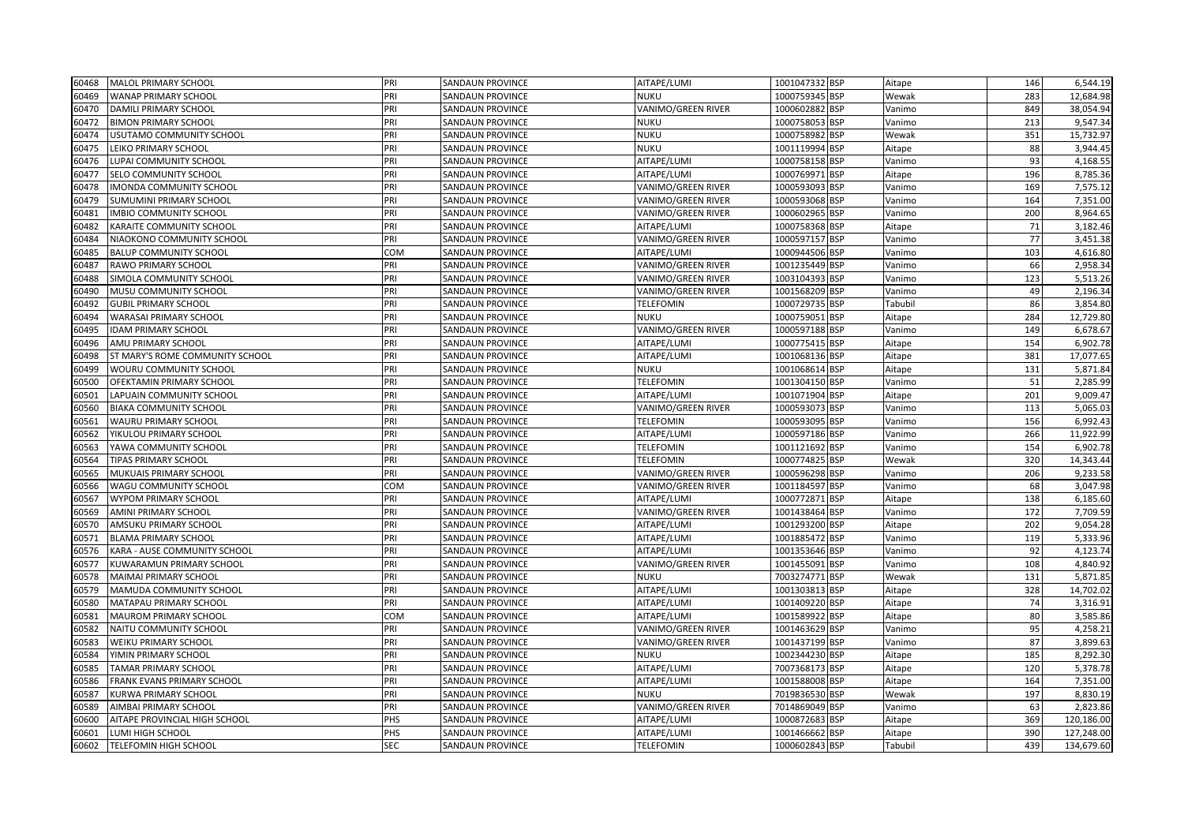| 60468 | MALOL PRIMARY SCHOOL | PRI | SANDAUN PROVINCE | AITAPE/LUMI | 1001047332 | BSP | Aitape | 146 | 6,544.19 |
|---|---|---|---|---|---|---|---|---|---|
| 60469 | WANAP PRIMARY SCHOOL | PRI | SANDAUN PROVINCE | NUKU | 1000759345 | BSP | Wewak | 283 | 12,684.98 |
| 60470 | DAMILI PRIMARY SCHOOL | PRI | SANDAUN PROVINCE | VANIMO/GREEN RIVER | 1000602882 | BSP | Vanimo | 849 | 38,054.94 |
| 60472 | BIMON PRIMARY SCHOOL | PRI | SANDAUN PROVINCE | NUKU | 1000758053 | BSP | Vanimo | 213 | 9,547.34 |
| 60474 | USUTAMO COMMUNITY SCHOOL | PRI | SANDAUN PROVINCE | NUKU | 1000758982 | BSP | Wewak | 351 | 15,732.97 |
| 60475 | LEIKO PRIMARY SCHOOL | PRI | SANDAUN PROVINCE | NUKU | 1001119994 | BSP | Aitape | 88 | 3,944.45 |
| 60476 | LUPAI COMMUNITY SCHOOL | PRI | SANDAUN PROVINCE | AITAPE/LUMI | 1000758158 | BSP | Vanimo | 93 | 4,168.55 |
| 60477 | SELO COMMUNITY SCHOOL | PRI | SANDAUN PROVINCE | AITAPE/LUMI | 1000769971 | BSP | Aitape | 196 | 8,785.36 |
| 60478 | IMONDA COMMUNITY SCHOOL | PRI | SANDAUN PROVINCE | VANIMO/GREEN RIVER | 1000593093 | BSP | Vanimo | 169 | 7,575.12 |
| 60479 | SUMUMINI PRIMARY SCHOOL | PRI | SANDAUN PROVINCE | VANIMO/GREEN RIVER | 1000593068 | BSP | Vanimo | 164 | 7,351.00 |
| 60481 | IMBIO COMMUNITY SCHOOL | PRI | SANDAUN PROVINCE | VANIMO/GREEN RIVER | 1000602965 | BSP | Vanimo | 200 | 8,964.65 |
| 60482 | KARAITE COMMUNITY SCHOOL | PRI | SANDAUN PROVINCE | AITAPE/LUMI | 1000758368 | BSP | Aitape | 71 | 3,182.46 |
| 60484 | NIAOKONO COMMUNITY SCHOOL | PRI | SANDAUN PROVINCE | VANIMO/GREEN RIVER | 1000597157 | BSP | Vanimo | 77 | 3,451.38 |
| 60485 | BALUP COMMUNITY SCHOOL | COM | SANDAUN PROVINCE | AITAPE/LUMI | 1000944506 | BSP | Vanimo | 103 | 4,616.80 |
| 60487 | RAWO PRIMARY SCHOOL | PRI | SANDAUN PROVINCE | VANIMO/GREEN RIVER | 1001235449 | BSP | Vanimo | 66 | 2,958.34 |
| 60488 | SIMOLA COMMUNITY SCHOOL | PRI | SANDAUN PROVINCE | VANIMO/GREEN RIVER | 1003104393 | BSP | Vanimo | 123 | 5,513.26 |
| 60490 | MUSU COMMUNITY SCHOOL | PRI | SANDAUN PROVINCE | VANIMO/GREEN RIVER | 1001568209 | BSP | Vanimo | 49 | 2,196.34 |
| 60492 | GUBIL PRIMARY SCHOOL | PRI | SANDAUN PROVINCE | TELEFOMIN | 1000729735 | BSP | Tabubil | 86 | 3,854.80 |
| 60494 | WARASAI PRIMARY SCHOOL | PRI | SANDAUN PROVINCE | NUKU | 1000759051 | BSP | Aitape | 284 | 12,729.80 |
| 60495 | IDAM PRIMARY SCHOOL | PRI | SANDAUN PROVINCE | VANIMO/GREEN RIVER | 1000597188 | BSP | Vanimo | 149 | 6,678.67 |
| 60496 | AMU PRIMARY SCHOOL | PRI | SANDAUN PROVINCE | AITAPE/LUMI | 1000775415 | BSP | Aitape | 154 | 6,902.78 |
| 60498 | ST MARY'S ROME COMMUNITY SCHOOL | PRI | SANDAUN PROVINCE | AITAPE/LUMI | 1001068136 | BSP | Aitape | 381 | 17,077.65 |
| 60499 | WOURU COMMUNITY SCHOOL | PRI | SANDAUN PROVINCE | NUKU | 1001068614 | BSP | Aitape | 131 | 5,871.84 |
| 60500 | OFEKTAMIN PRIMARY SCHOOL | PRI | SANDAUN PROVINCE | TELEFOMIN | 1001304150 | BSP | Vanimo | 51 | 2,285.99 |
| 60501 | LAPUAIN COMMUNITY SCHOOL | PRI | SANDAUN PROVINCE | AITAPE/LUMI | 1001071904 | BSP | Aitape | 201 | 9,009.47 |
| 60560 | BIAKA COMMUNITY SCHOOL | PRI | SANDAUN PROVINCE | VANIMO/GREEN RIVER | 1000593073 | BSP | Vanimo | 113 | 5,065.03 |
| 60561 | WAURU PRIMARY SCHOOL | PRI | SANDAUN PROVINCE | TELEFOMIN | 1000593095 | BSP | Vanimo | 156 | 6,992.43 |
| 60562 | YIKULOU PRIMARY SCHOOL | PRI | SANDAUN PROVINCE | AITAPE/LUMI | 1000597186 | BSP | Vanimo | 266 | 11,922.99 |
| 60563 | YAWA COMMUNITY SCHOOL | PRI | SANDAUN PROVINCE | TELEFOMIN | 1001121692 | BSP | Vanimo | 154 | 6,902.78 |
| 60564 | TIPAS PRIMARY SCHOOL | PRI | SANDAUN PROVINCE | TELEFOMIN | 1000774825 | BSP | Wewak | 320 | 14,343.44 |
| 60565 | MUKUAIS PRIMARY SCHOOL | PRI | SANDAUN PROVINCE | VANIMO/GREEN RIVER | 1000596298 | BSP | Vanimo | 206 | 9,233.58 |
| 60566 | WAGU COMMUNITY SCHOOL | COM | SANDAUN PROVINCE | VANIMO/GREEN RIVER | 1001184597 | BSP | Vanimo | 68 | 3,047.98 |
| 60567 | WYPOM PRIMARY SCHOOL | PRI | SANDAUN PROVINCE | AITAPE/LUMI | 1000772871 | BSP | Aitape | 138 | 6,185.60 |
| 60569 | AMINI PRIMARY SCHOOL | PRI | SANDAUN PROVINCE | VANIMO/GREEN RIVER | 1001438464 | BSP | Vanimo | 172 | 7,709.59 |
| 60570 | AMSUKU PRIMARY SCHOOL | PRI | SANDAUN PROVINCE | AITAPE/LUMI | 1001293200 | BSP | Aitape | 202 | 9,054.28 |
| 60571 | BLAMA PRIMARY SCHOOL | PRI | SANDAUN PROVINCE | AITAPE/LUMI | 1001885472 | BSP | Vanimo | 119 | 5,333.96 |
| 60576 | KARA - AUSE COMMUNITY SCHOOL | PRI | SANDAUN PROVINCE | AITAPE/LUMI | 1001353646 | BSP | Vanimo | 92 | 4,123.74 |
| 60577 | KUWARAMUN PRIMARY SCHOOL | PRI | SANDAUN PROVINCE | VANIMO/GREEN RIVER | 1001455091 | BSP | Vanimo | 108 | 4,840.92 |
| 60578 | MAIMAI PRIMARY SCHOOL | PRI | SANDAUN PROVINCE | NUKU | 7003274771 | BSP | Wewak | 131 | 5,871.85 |
| 60579 | MAMUDA COMMUNITY SCHOOL | PRI | SANDAUN PROVINCE | AITAPE/LUMI | 1001303813 | BSP | Aitape | 328 | 14,702.02 |
| 60580 | MATAPAU PRIMARY SCHOOL | PRI | SANDAUN PROVINCE | AITAPE/LUMI | 1001409220 | BSP | Aitape | 74 | 3,316.91 |
| 60581 | MAUROM PRIMARY SCHOOL | COM | SANDAUN PROVINCE | AITAPE/LUMI | 1001589922 | BSP | Aitape | 80 | 3,585.86 |
| 60582 | NAITU COMMUNITY SCHOOL | PRI | SANDAUN PROVINCE | VANIMO/GREEN RIVER | 1001463629 | BSP | Vanimo | 95 | 4,258.21 |
| 60583 | WEIKU PRIMARY SCHOOL | PRI | SANDAUN PROVINCE | VANIMO/GREEN RIVER | 1001437199 | BSP | Vanimo | 87 | 3,899.63 |
| 60584 | YIMIN PRIMARY SCHOOL | PRI | SANDAUN PROVINCE | NUKU | 1002344230 | BSP | Aitape | 185 | 8,292.30 |
| 60585 | TAMAR PRIMARY SCHOOL | PRI | SANDAUN PROVINCE | AITAPE/LUMI | 7007368173 | BSP | Aitape | 120 | 5,378.78 |
| 60586 | FRANK EVANS PRIMARY SCHOOL | PRI | SANDAUN PROVINCE | AITAPE/LUMI | 1001588008 | BSP | Aitape | 164 | 7,351.00 |
| 60587 | KURWA PRIMARY SCHOOL | PRI | SANDAUN PROVINCE | NUKU | 7019836530 | BSP | Wewak | 197 | 8,830.19 |
| 60589 | AIMBAI PRIMARY SCHOOL | PRI | SANDAUN PROVINCE | VANIMO/GREEN RIVER | 7014869049 | BSP | Vanimo | 63 | 2,823.86 |
| 60600 | AITAPE PROVINCIAL HIGH SCHOOL | PHS | SANDAUN PROVINCE | AITAPE/LUMI | 1000872683 | BSP | Aitape | 369 | 120,186.00 |
| 60601 | LUMI HIGH SCHOOL | PHS | SANDAUN PROVINCE | AITAPE/LUMI | 1001466662 | BSP | Aitape | 390 | 127,248.00 |
| 60602 | TELEFOMIN HIGH SCHOOL | SEC | SANDAUN PROVINCE | TELEFOMIN | 1000602843 | BSP | Tabubil | 439 | 134,679.60 |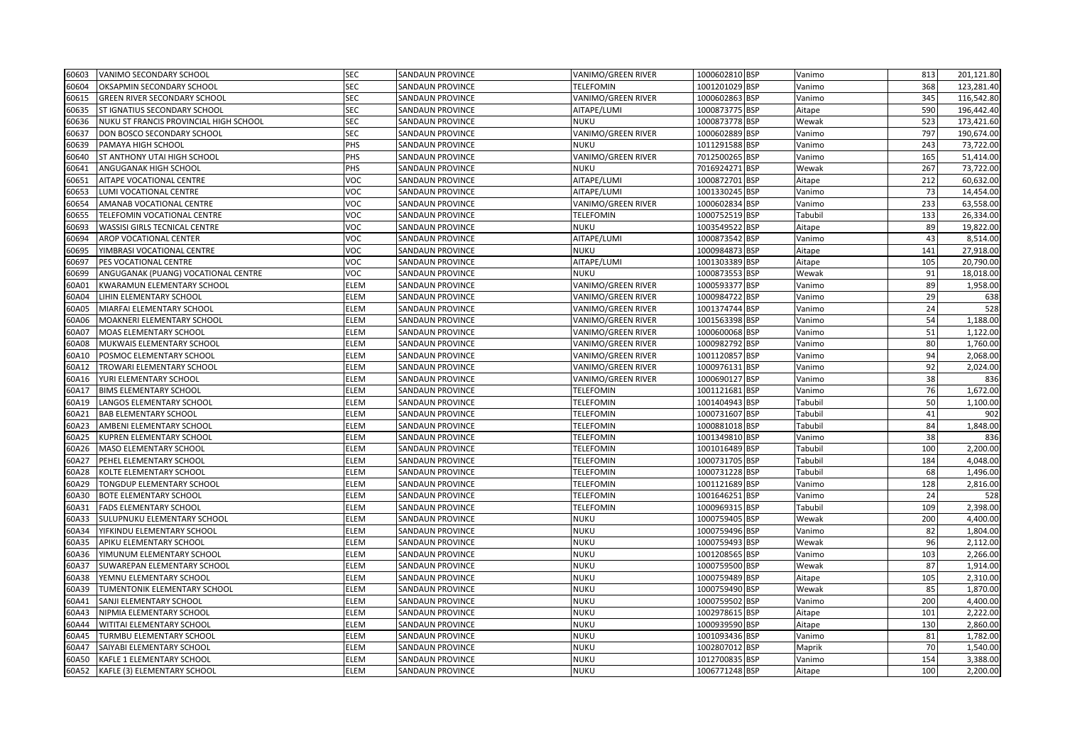| | | | | | | | | | |
|---|---|---|---|---|---|---|---|---|---|
| 60603 | VANIMO SECONDARY SCHOOL | SEC | SANDAUN PROVINCE | VANIMO/GREEN RIVER | 1000602810 | BSP | Vanimo | 813 | 201,121.80 |
| 60604 | OKSAPMIN SECONDARY SCHOOL | SEC | SANDAUN PROVINCE | TELEFOMIN | 1001201029 | BSP | Vanimo | 368 | 123,281.40 |
| 60615 | GREEN RIVER SECONDARY SCHOOL | SEC | SANDAUN PROVINCE | VANIMO/GREEN RIVER | 1000602863 | BSP | Vanimo | 345 | 116,542.80 |
| 60635 | ST IGNATIUS SECONDARY SCHOOL | SEC | SANDAUN PROVINCE | AITAPE/LUMI | 1000873775 | BSP | Aitape | 590 | 196,442.40 |
| 60636 | NUKU ST FRANCIS PROVINCIAL HIGH SCHOOL | SEC | SANDAUN PROVINCE | NUKU | 1000873778 | BSP | Wewak | 523 | 173,421.60 |
| 60637 | DON BOSCO SECONDARY SCHOOL | SEC | SANDAUN PROVINCE | VANIMO/GREEN RIVER | 1000602889 | BSP | Vanimo | 797 | 190,674.00 |
| 60639 | PAMAYA HIGH SCHOOL | PHS | SANDAUN PROVINCE | NUKU | 1011291588 | BSP | Vanimo | 243 | 73,722.00 |
| 60640 | ST ANTHONY UTAI HIGH SCHOOL | PHS | SANDAUN PROVINCE | VANIMO/GREEN RIVER | 7012500265 | BSP | Vanimo | 165 | 51,414.00 |
| 60641 | ANGUGANAK HIGH SCHOOL | PHS | SANDAUN PROVINCE | NUKU | 7016924271 | BSP | Wewak | 267 | 73,722.00 |
| 60651 | AITAPE VOCATIONAL CENTRE | VOC | SANDAUN PROVINCE | AITAPE/LUMI | 1000872701 | BSP | Aitape | 212 | 60,632.00 |
| 60653 | LUMI VOCATIONAL CENTRE | VOC | SANDAUN PROVINCE | AITAPE/LUMI | 1001330245 | BSP | Vanimo | 73 | 14,454.00 |
| 60654 | AMANAB VOCATIONAL CENTRE | VOC | SANDAUN PROVINCE | VANIMO/GREEN RIVER | 1000602834 | BSP | Vanimo | 233 | 63,558.00 |
| 60655 | TELEFOMIN VOCATIONAL CENTRE | VOC | SANDAUN PROVINCE | TELEFOMIN | 1000752519 | BSP | Tabubil | 133 | 26,334.00 |
| 60693 | WASSISI GIRLS TECNICAL CENTRE | VOC | SANDAUN PROVINCE | NUKU | 1003549522 | BSP | Aitape | 89 | 19,822.00 |
| 60694 | AROP VOCATIONAL CENTER | VOC | SANDAUN PROVINCE | AITAPE/LUMI | 1000873542 | BSP | Vanimo | 43 | 8,514.00 |
| 60695 | YIMBRASI VOCATIONAL CENTRE | VOC | SANDAUN PROVINCE | NUKU | 1000984873 | BSP | Aitape | 141 | 27,918.00 |
| 60697 | PES VOCATIONAL CENTRE | VOC | SANDAUN PROVINCE | AITAPE/LUMI | 1001303389 | BSP | Aitape | 105 | 20,790.00 |
| 60699 | ANGUGANAK (PUANG) VOCATIONAL CENTRE | VOC | SANDAUN PROVINCE | NUKU | 1000873553 | BSP | Wewak | 91 | 18,018.00 |
| 60A01 | KWARAMUN ELEMENTARY SCHOOL | ELEM | SANDAUN PROVINCE | VANIMO/GREEN RIVER | 1000593377 | BSP | Vanimo | 89 | 1,958.00 |
| 60A04 | LIHIN ELEMENTARY SCHOOL | ELEM | SANDAUN PROVINCE | VANIMO/GREEN RIVER | 1000984722 | BSP | Vanimo | 29 | 638 |
| 60A05 | MIARFAI ELEMENTARY SCHOOL | ELEM | SANDAUN PROVINCE | VANIMO/GREEN RIVER | 1001374744 | BSP | Vanimo | 24 | 528 |
| 60A06 | MOAKNERI ELEMENTARY SCHOOL | ELEM | SANDAUN PROVINCE | VANIMO/GREEN RIVER | 1001563398 | BSP | Vanimo | 54 | 1,188.00 |
| 60A07 | MOAS ELEMENTARY SCHOOL | ELEM | SANDAUN PROVINCE | VANIMO/GREEN RIVER | 1000600068 | BSP | Vanimo | 51 | 1,122.00 |
| 60A08 | MUKWAIS ELEMENTARY SCHOOL | ELEM | SANDAUN PROVINCE | VANIMO/GREEN RIVER | 1000982792 | BSP | Vanimo | 80 | 1,760.00 |
| 60A10 | POSMOC ELEMENTARY SCHOOL | ELEM | SANDAUN PROVINCE | VANIMO/GREEN RIVER | 1001120857 | BSP | Vanimo | 94 | 2,068.00 |
| 60A12 | TROWARI ELEMENTARY SCHOOL | ELEM | SANDAUN PROVINCE | VANIMO/GREEN RIVER | 1000976131 | BSP | Vanimo | 92 | 2,024.00 |
| 60A16 | YURI ELEMENTARY SCHOOL | ELEM | SANDAUN PROVINCE | VANIMO/GREEN RIVER | 1000690127 | BSP | Vanimo | 38 | 836 |
| 60A17 | BIMS ELEMENTARY SCHOOL | ELEM | SANDAUN PROVINCE | TELEFOMIN | 1001121681 | BSP | Vanimo | 76 | 1,672.00 |
| 60A19 | LANGOS ELEMENTARY SCHOOL | ELEM | SANDAUN PROVINCE | TELEFOMIN | 1001404943 | BSP | Tabubil | 50 | 1,100.00 |
| 60A21 | BAB ELEMENTARY SCHOOL | ELEM | SANDAUN PROVINCE | TELEFOMIN | 1000731607 | BSP | Tabubil | 41 | 902 |
| 60A23 | AMBENI ELEMENTARY SCHOOL | ELEM | SANDAUN PROVINCE | TELEFOMIN | 1000881018 | BSP | Tabubil | 84 | 1,848.00 |
| 60A25 | KUPREN ELEMENTARY SCHOOL | ELEM | SANDAUN PROVINCE | TELEFOMIN | 1001349810 | BSP | Vanimo | 38 | 836 |
| 60A26 | MASO ELEMENTARY SCHOOL | ELEM | SANDAUN PROVINCE | TELEFOMIN | 1001016489 | BSP | Tabubil | 100 | 2,200.00 |
| 60A27 | PEHEL ELEMENTARY SCHOOL | ELEM | SANDAUN PROVINCE | TELEFOMIN | 1000731705 | BSP | Tabubil | 184 | 4,048.00 |
| 60A28 | KOLTE ELEMENTARY SCHOOL | ELEM | SANDAUN PROVINCE | TELEFOMIN | 1000731228 | BSP | Tabubil | 68 | 1,496.00 |
| 60A29 | TONGDUP ELEMENTARY SCHOOL | ELEM | SANDAUN PROVINCE | TELEFOMIN | 1001121689 | BSP | Vanimo | 128 | 2,816.00 |
| 60A30 | BOTE ELEMENTARY SCHOOL | ELEM | SANDAUN PROVINCE | TELEFOMIN | 1001646251 | BSP | Vanimo | 24 | 528 |
| 60A31 | FADS ELEMENTARY SCHOOL | ELEM | SANDAUN PROVINCE | TELEFOMIN | 1000969315 | BSP | Tabubil | 109 | 2,398.00 |
| 60A33 | SULUPNUKU ELEMENTARY SCHOOL | ELEM | SANDAUN PROVINCE | NUKU | 1000759405 | BSP | Wewak | 200 | 4,400.00 |
| 60A34 | YIFKINDU ELEMENTARY SCHOOL | ELEM | SANDAUN PROVINCE | NUKU | 1000759496 | BSP | Vanimo | 82 | 1,804.00 |
| 60A35 | APIKU ELEMENTARY SCHOOL | ELEM | SANDAUN PROVINCE | NUKU | 1000759493 | BSP | Wewak | 96 | 2,112.00 |
| 60A36 | YIMUNUM ELEMENTARY SCHOOL | ELEM | SANDAUN PROVINCE | NUKU | 1001208565 | BSP | Vanimo | 103 | 2,266.00 |
| 60A37 | SUWAREPAN ELEMENTARY SCHOOL | ELEM | SANDAUN PROVINCE | NUKU | 1000759500 | BSP | Wewak | 87 | 1,914.00 |
| 60A38 | YEMNU ELEMENTARY SCHOOL | ELEM | SANDAUN PROVINCE | NUKU | 1000759489 | BSP | Aitape | 105 | 2,310.00 |
| 60A39 | TUMENTONIK ELEMENTARY SCHOOL | ELEM | SANDAUN PROVINCE | NUKU | 1000759490 | BSP | Wewak | 85 | 1,870.00 |
| 60A41 | SANJI ELEMENTARY SCHOOL | ELEM | SANDAUN PROVINCE | NUKU | 1000759502 | BSP | Vanimo | 200 | 4,400.00 |
| 60A43 | NIPMIA ELEMENTARY SCHOOL | ELEM | SANDAUN PROVINCE | NUKU | 1002978615 | BSP | Aitape | 101 | 2,222.00 |
| 60A44 | WITITAI ELEMENTARY SCHOOL | ELEM | SANDAUN PROVINCE | NUKU | 1000939590 | BSP | Aitape | 130 | 2,860.00 |
| 60A45 | TURMBU ELEMENTARY SCHOOL | ELEM | SANDAUN PROVINCE | NUKU | 1001093436 | BSP | Vanimo | 81 | 1,782.00 |
| 60A47 | SAIYABI ELEMENTARY SCHOOL | ELEM | SANDAUN PROVINCE | NUKU | 1002807012 | BSP | Maprik | 70 | 1,540.00 |
| 60A50 | KAFLE 1 ELEMENTARY SCHOOL | ELEM | SANDAUN PROVINCE | NUKU | 1012700835 | BSP | Vanimo | 154 | 3,388.00 |
| 60A52 | KAFLE (3) ELEMENTARY SCHOOL | ELEM | SANDAUN PROVINCE | NUKU | 1006771248 | BSP | Aitape | 100 | 2,200.00 |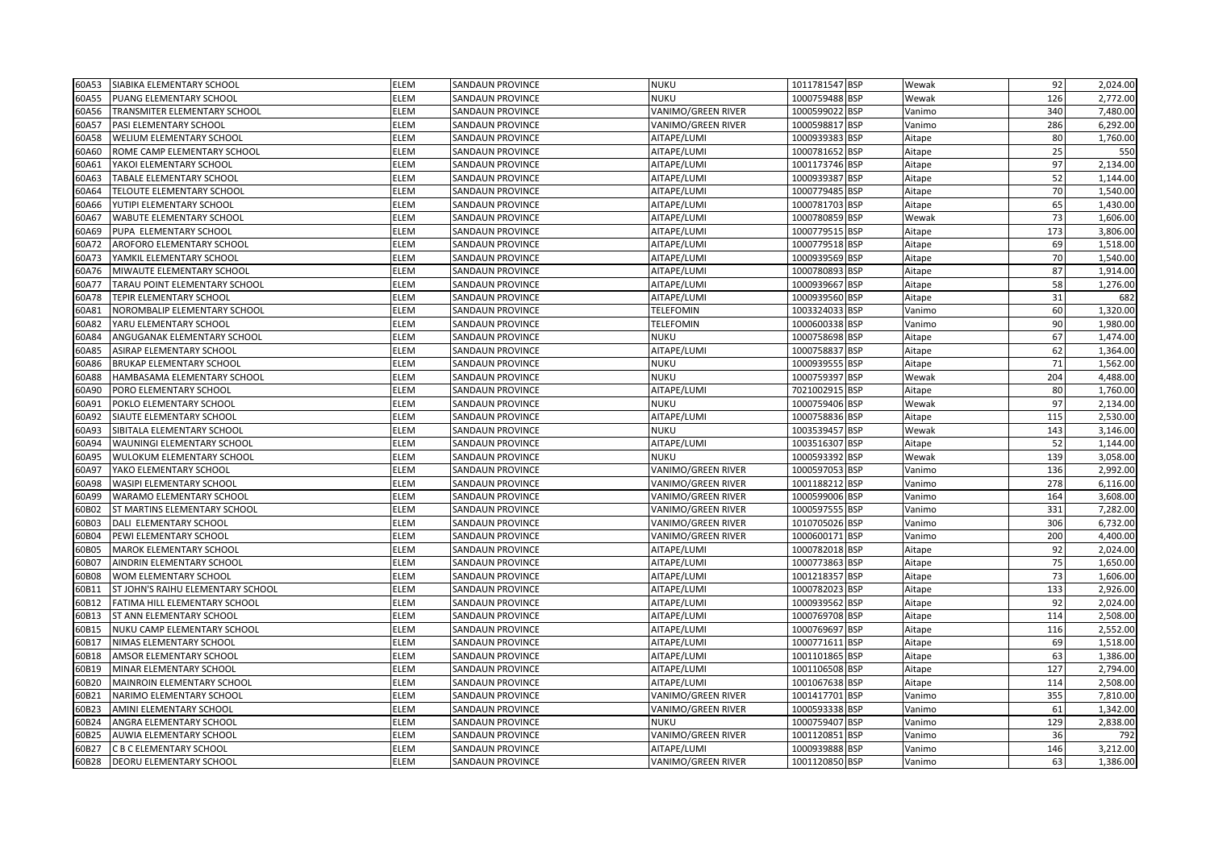| | | | | | | | | | |
|---|---|---|---|---|---|---|---|---|---|
| 60A53 | SIABIKA ELEMENTARY SCHOOL | ELEM | SANDAUN PROVINCE | NUKU | 1011781547 | BSP | Wewak | 92 | 2,024.00 |
| 60A55 | PUANG ELEMENTARY SCHOOL | ELEM | SANDAUN PROVINCE | NUKU | 1000759488 | BSP | Wewak | 126 | 2,772.00 |
| 60A56 | TRANSMITER ELEMENTARY SCHOOL | ELEM | SANDAUN PROVINCE | VANIMO/GREEN RIVER | 1000599022 | BSP | Vanimo | 340 | 7,480.00 |
| 60A57 | PASI ELEMENTARY SCHOOL | ELEM | SANDAUN PROVINCE | VANIMO/GREEN RIVER | 1000598817 | BSP | Vanimo | 286 | 6,292.00 |
| 60A58 | WELIUM ELEMENTARY SCHOOL | ELEM | SANDAUN PROVINCE | AITAPE/LUMI | 1000939383 | BSP | Aitape | 80 | 1,760.00 |
| 60A60 | ROME CAMP ELEMENTARY SCHOOL | ELEM | SANDAUN PROVINCE | AITAPE/LUMI | 1000781652 | BSP | Aitape | 25 | 550 |
| 60A61 | YAKOI ELEMENTARY SCHOOL | ELEM | SANDAUN PROVINCE | AITAPE/LUMI | 1001173746 | BSP | Aitape | 97 | 2,134.00 |
| 60A63 | TABALE ELEMENTARY SCHOOL | ELEM | SANDAUN PROVINCE | AITAPE/LUMI | 1000939387 | BSP | Aitape | 52 | 1,144.00 |
| 60A64 | TELOUTE ELEMENTARY SCHOOL | ELEM | SANDAUN PROVINCE | AITAPE/LUMI | 1000779485 | BSP | Aitape | 70 | 1,540.00 |
| 60A66 | YUTIPI ELEMENTARY SCHOOL | ELEM | SANDAUN PROVINCE | AITAPE/LUMI | 1000781703 | BSP | Aitape | 65 | 1,430.00 |
| 60A67 | WABUTE ELEMENTARY SCHOOL | ELEM | SANDAUN PROVINCE | AITAPE/LUMI | 1000780859 | BSP | Wewak | 73 | 1,606.00 |
| 60A69 | PUPA ELEMENTARY SCHOOL | ELEM | SANDAUN PROVINCE | AITAPE/LUMI | 1000779515 | BSP | Aitape | 173 | 3,806.00 |
| 60A72 | AROFORO ELEMENTARY SCHOOL | ELEM | SANDAUN PROVINCE | AITAPE/LUMI | 1000779518 | BSP | Aitape | 69 | 1,518.00 |
| 60A73 | YAMKIL ELEMENTARY SCHOOL | ELEM | SANDAUN PROVINCE | AITAPE/LUMI | 1000939569 | BSP | Aitape | 70 | 1,540.00 |
| 60A76 | MIWAUTE ELEMENTARY SCHOOL | ELEM | SANDAUN PROVINCE | AITAPE/LUMI | 1000780893 | BSP | Aitape | 87 | 1,914.00 |
| 60A77 | TARAU POINT ELEMENTARY SCHOOL | ELEM | SANDAUN PROVINCE | AITAPE/LUMI | 1000939667 | BSP | Aitape | 58 | 1,276.00 |
| 60A78 | TEPIR ELEMENTARY SCHOOL | ELEM | SANDAUN PROVINCE | AITAPE/LUMI | 1000939560 | BSP | Aitape | 31 | 682 |
| 60A81 | NOROMBALIP ELEMENTARY SCHOOL | ELEM | SANDAUN PROVINCE | TELEFOMIN | 1003324033 | BSP | Vanimo | 60 | 1,320.00 |
| 60A82 | YARU ELEMENTARY SCHOOL | ELEM | SANDAUN PROVINCE | TELEFOMIN | 1000600338 | BSP | Vanimo | 90 | 1,980.00 |
| 60A84 | ANGUGANAK ELEMENTARY SCHOOL | ELEM | SANDAUN PROVINCE | NUKU | 1000758698 | BSP | Aitape | 67 | 1,474.00 |
| 60A85 | ASIRAP ELEMENTARY SCHOOL | ELEM | SANDAUN PROVINCE | AITAPE/LUMI | 1000758837 | BSP | Aitape | 62 | 1,364.00 |
| 60A86 | BRUKAP ELEMENTARY SCHOOL | ELEM | SANDAUN PROVINCE | NUKU | 1000939555 | BSP | Aitape | 71 | 1,562.00 |
| 60A88 | HAMBASAMA ELEMENTARY SCHOOL | ELEM | SANDAUN PROVINCE | NUKU | 1000759397 | BSP | Wewak | 204 | 4,488.00 |
| 60A90 | PORO ELEMENTARY SCHOOL | ELEM | SANDAUN PROVINCE | AITAPE/LUMI | 7021002915 | BSP | Aitape | 80 | 1,760.00 |
| 60A91 | POKLO ELEMENTARY SCHOOL | ELEM | SANDAUN PROVINCE | NUKU | 1000759406 | BSP | Wewak | 97 | 2,134.00 |
| 60A92 | SIAUTE ELEMENTARY SCHOOL | ELEM | SANDAUN PROVINCE | AITAPE/LUMI | 1000758836 | BSP | Aitape | 115 | 2,530.00 |
| 60A93 | SIBITALA ELEMENTARY SCHOOL | ELEM | SANDAUN PROVINCE | NUKU | 1003539457 | BSP | Wewak | 143 | 3,146.00 |
| 60A94 | WAUNINGI ELEMENTARY SCHOOL | ELEM | SANDAUN PROVINCE | AITAPE/LUMI | 1003516307 | BSP | Aitape | 52 | 1,144.00 |
| 60A95 | WULOKUM ELEMENTARY SCHOOL | ELEM | SANDAUN PROVINCE | NUKU | 1000593392 | BSP | Wewak | 139 | 3,058.00 |
| 60A97 | YAKO ELEMENTARY SCHOOL | ELEM | SANDAUN PROVINCE | VANIMO/GREEN RIVER | 1000597053 | BSP | Vanimo | 136 | 2,992.00 |
| 60A98 | WASIPI ELEMENTARY SCHOOL | ELEM | SANDAUN PROVINCE | VANIMO/GREEN RIVER | 1001188212 | BSP | Vanimo | 278 | 6,116.00 |
| 60A99 | WARAMO ELEMENTARY SCHOOL | ELEM | SANDAUN PROVINCE | VANIMO/GREEN RIVER | 1000599006 | BSP | Vanimo | 164 | 3,608.00 |
| 60B02 | ST MARTINS ELEMENTARY SCHOOL | ELEM | SANDAUN PROVINCE | VANIMO/GREEN RIVER | 1000597555 | BSP | Vanimo | 331 | 7,282.00 |
| 60B03 | DALI ELEMENTARY SCHOOL | ELEM | SANDAUN PROVINCE | VANIMO/GREEN RIVER | 1010705026 | BSP | Vanimo | 306 | 6,732.00 |
| 60B04 | PEWI ELEMENTARY SCHOOL | ELEM | SANDAUN PROVINCE | VANIMO/GREEN RIVER | 1000600171 | BSP | Vanimo | 200 | 4,400.00 |
| 60B05 | MAROK ELEMENTARY SCHOOL | ELEM | SANDAUN PROVINCE | AITAPE/LUMI | 1000782018 | BSP | Aitape | 92 | 2,024.00 |
| 60B07 | AINDRIN ELEMENTARY SCHOOL | ELEM | SANDAUN PROVINCE | AITAPE/LUMI | 1000773863 | BSP | Aitape | 75 | 1,650.00 |
| 60B08 | WOM ELEMENTARY SCHOOL | ELEM | SANDAUN PROVINCE | AITAPE/LUMI | 1001218357 | BSP | Aitape | 73 | 1,606.00 |
| 60B11 | ST JOHN'S RAIHU ELEMENTARY SCHOOL | ELEM | SANDAUN PROVINCE | AITAPE/LUMI | 1000782023 | BSP | Aitape | 133 | 2,926.00 |
| 60B12 | FATIMA HILL ELEMENTARY SCHOOL | ELEM | SANDAUN PROVINCE | AITAPE/LUMI | 1000939562 | BSP | Aitape | 92 | 2,024.00 |
| 60B13 | ST ANN ELEMENTARY SCHOOL | ELEM | SANDAUN PROVINCE | AITAPE/LUMI | 1000769708 | BSP | Aitape | 114 | 2,508.00 |
| 60B15 | NUKU CAMP ELEMENTARY SCHOOL | ELEM | SANDAUN PROVINCE | AITAPE/LUMI | 1000769697 | BSP | Aitape | 116 | 2,552.00 |
| 60B17 | NIMAS ELEMENTARY SCHOOL | ELEM | SANDAUN PROVINCE | AITAPE/LUMI | 1000771611 | BSP | Aitape | 69 | 1,518.00 |
| 60B18 | AMSOR ELEMENTARY SCHOOL | ELEM | SANDAUN PROVINCE | AITAPE/LUMI | 1001101865 | BSP | Aitape | 63 | 1,386.00 |
| 60B19 | MINAR ELEMENTARY SCHOOL | ELEM | SANDAUN PROVINCE | AITAPE/LUMI | 1001106508 | BSP | Aitape | 127 | 2,794.00 |
| 60B20 | MAINROIN ELEMENTARY SCHOOL | ELEM | SANDAUN PROVINCE | AITAPE/LUMI | 1001067638 | BSP | Aitape | 114 | 2,508.00 |
| 60B21 | NARIMO ELEMENTARY SCHOOL | ELEM | SANDAUN PROVINCE | VANIMO/GREEN RIVER | 1001417701 | BSP | Vanimo | 355 | 7,810.00 |
| 60B23 | AMINI ELEMENTARY SCHOOL | ELEM | SANDAUN PROVINCE | VANIMO/GREEN RIVER | 1000593338 | BSP | Vanimo | 61 | 1,342.00 |
| 60B24 | ANGRA ELEMENTARY SCHOOL | ELEM | SANDAUN PROVINCE | NUKU | 1000759407 | BSP | Vanimo | 129 | 2,838.00 |
| 60B25 | AUWIA ELEMENTARY SCHOOL | ELEM | SANDAUN PROVINCE | VANIMO/GREEN RIVER | 1001120851 | BSP | Vanimo | 36 | 792 |
| 60B27 | C B C ELEMENTARY SCHOOL | ELEM | SANDAUN PROVINCE | AITAPE/LUMI | 1000939888 | BSP | Vanimo | 146 | 3,212.00 |
| 60B28 | DEORU ELEMENTARY SCHOOL | ELEM | SANDAUN PROVINCE | VANIMO/GREEN RIVER | 1001120850 | BSP | Vanimo | 63 | 1,386.00 |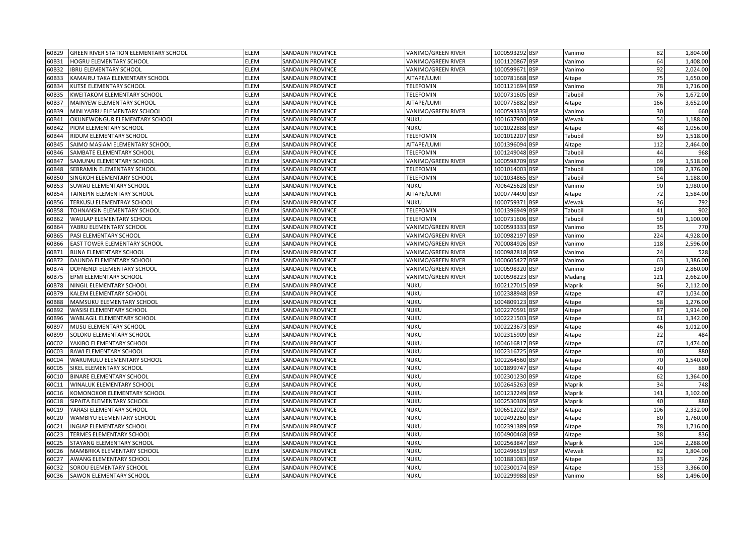| 60B29 | GREEN RIVER STATION ELEMENTARY SCHOOL | ELEM | SANDAUN PROVINCE | VANIMO/GREEN RIVER | 1000593292 | BSP | Vanimo | 82 | 1,804.00 |
|---|---|---|---|---|---|---|---|---|---|
| 60B31 | HOGRU ELEMENTARY SCHOOL | ELEM | SANDAUN PROVINCE | VANIMO/GREEN RIVER | 1001120867 | BSP | Vanimo | 64 | 1,408.00 |
| 60B32 | IBRU ELEMENTARY SCHOOL | ELEM | SANDAUN PROVINCE | VANIMO/GREEN RIVER | 1000599671 | BSP | Vanimo | 92 | 2,024.00 |
| 60B33 | KAMAIRU TAKA ELEMENTARY SCHOOL | ELEM | SANDAUN PROVINCE | AITAPE/LUMI | 1000781668 | BSP | Aitape | 75 | 1,650.00 |
| 60B34 | KUTSE ELEMENTARY SCHOOL | ELEM | SANDAUN PROVINCE | TELEFOMIN | 1001121694 | BSP | Vanimo | 78 | 1,716.00 |
| 60B35 | KWEITAKOM ELEMENTARY SCHOOL | ELEM | SANDAUN PROVINCE | TELEFOMIN | 1000731605 | BSP | Tabubil | 76 | 1,672.00 |
| 60B37 | MAINYEW ELEMENTARY SCHOOL | ELEM | SANDAUN PROVINCE | AITAPE/LUMI | 1000775882 | BSP | Aitape | 166 | 3,652.00 |
| 60B39 | MINI YABRU ELEMENTARY SCHOOL | ELEM | SANDAUN PROVINCE | VANIMO/GREEN RIVER | 1000593333 | BSP | Vanimo | 30 | 660 |
| 60B41 | OKUNEWONGUR ELEMENTARY SCHOOL | ELEM | SANDAUN PROVINCE | NUKU | 1001637900 | BSP | Wewak | 54 | 1,188.00 |
| 60B42 | PIOM ELEMENTARY SCHOOL | ELEM | SANDAUN PROVINCE | NUKU | 1001022888 | BSP | Aitape | 48 | 1,056.00 |
| 60B44 | RIDUM ELEMENTARY SCHOOL | ELEM | SANDAUN PROVINCE | TELEFOMIN | 1001012207 | BSP | Tabubil | 69 | 1,518.00 |
| 60B45 | SAIMO MASIAM ELEMENTARY SCHOOL | ELEM | SANDAUN PROVINCE | AITAPE/LUMI | 1001396094 | BSP | Aitape | 112 | 2,464.00 |
| 60B46 | SAMBATE ELEMENTARY SCHOOL | ELEM | SANDAUN PROVINCE | TELEFOMIN | 1001249048 | BSP | Tabubil | 44 | 968 |
| 60B47 | SAMUNAI ELEMENTARY SCHOOL | ELEM | SANDAUN PROVINCE | VANIMO/GREEN RIVER | 1000598709 | BSP | Vanimo | 69 | 1,518.00 |
| 60B48 | SEBRAMIN ELEMENTARY SCHOOL | ELEM | SANDAUN PROVINCE | TELEFOMIN | 1001014003 | BSP | Tabubil | 108 | 2,376.00 |
| 60B50 | SINGKOH ELEMENTARY SCHOOL | ELEM | SANDAUN PROVINCE | TELEFOMIN | 1001034865 | BSP | Tabubil | 54 | 1,188.00 |
| 60B53 | SUWAU ELEMENTARY SCHOOL | ELEM | SANDAUN PROVINCE | NUKU | 7006425628 | BSP | Vanimo | 90 | 1,980.00 |
| 60B54 | TAINEPIN ELEMENTARY SCHOOL | ELEM | SANDAUN PROVINCE | AITAPE/LUMI | 1000774490 | BSP | Aitape | 72 | 1,584.00 |
| 60B56 | TERKUSU ELEMENTRAY SCHOOL | ELEM | SANDAUN PROVINCE | NUKU | 1000759371 | BSP | Wewak | 36 | 792 |
| 60B58 | TOHNANSIN ELEMENTARY SCHOOL | ELEM | SANDAUN PROVINCE | TELEFOMIN | 1001396949 | BSP | Tabubil | 41 | 902 |
| 60B62 | WAULAP ELEMENTARY SCHOOL | ELEM | SANDAUN PROVINCE | TELEFOMIN | 1000731606 | BSP | Tabubil | 50 | 1,100.00 |
| 60B64 | YABRU ELEMENTARY SCHOOL | ELEM | SANDAUN PROVINCE | VANIMO/GREEN RIVER | 1000593333 | BSP | Vanimo | 35 | 770 |
| 60B65 | PASI ELEMENTARY SCHOOL | ELEM | SANDAUN PROVINCE | VANIMO/GREEN RIVER | 1000982197 | BSP | Vanimo | 224 | 4,928.00 |
| 60B66 | EAST TOWER ELEMENTARY SCHOOL | ELEM | SANDAUN PROVINCE | VANIMO/GREEN RIVER | 7000084926 | BSP | Vanimo | 118 | 2,596.00 |
| 60B71 | BUNA ELEMENTARY SCHOOL | ELEM | SANDAUN PROVINCE | VANIMO/GREEN RIVER | 1000982818 | BSP | Vanimo | 24 | 528 |
| 60B72 | DAUNDA ELEMENTARY SCHOOL | ELEM | SANDAUN PROVINCE | VANIMO/GREEN RIVER | 1000605427 | BSP | Vanimo | 63 | 1,386.00 |
| 60B74 | DOFNENDI ELEMENTARY SCHOOL | ELEM | SANDAUN PROVINCE | VANIMO/GREEN RIVER | 1000598320 | BSP | Vanimo | 130 | 2,860.00 |
| 60B75 | EPMI ELEMENTARY SCHOOL | ELEM | SANDAUN PROVINCE | VANIMO/GREEN RIVER | 1000598223 | BSP | Madang | 121 | 2,662.00 |
| 60B78 | NINGIL ELEMENTARY SCHOOL | ELEM | SANDAUN PROVINCE | NUKU | 1002127015 | BSP | Maprik | 96 | 2,112.00 |
| 60B79 | KALEM ELEMENTARY SCHOOL | ELEM | SANDAUN PROVINCE | NUKU | 1002388948 | BSP | Aitape | 47 | 1,034.00 |
| 60B88 | MAMSUKU ELEMENTARY SCHOOL | ELEM | SANDAUN PROVINCE | NUKU | 1004809123 | BSP | Aitape | 58 | 1,276.00 |
| 60B92 | WASISI ELEMENTARY SCHOOL | ELEM | SANDAUN PROVINCE | NUKU | 1002270591 | BSP | Aitape | 87 | 1,914.00 |
| 60B96 | WABLAGIL ELEMENTARY SCHOOL | ELEM | SANDAUN PROVINCE | NUKU | 1002221503 | BSP | Aitape | 61 | 1,342.00 |
| 60B97 | MUSU ELEMENTARY SCHOOL | ELEM | SANDAUN PROVINCE | NUKU | 1002223673 | BSP | Aitape | 46 | 1,012.00 |
| 60B99 | SOLOKU ELEMENTARY SCHOOL | ELEM | SANDAUN PROVINCE | NUKU | 1002315909 | BSP | Aitape | 22 | 484 |
| 60C02 | YAKIBO ELEMENTARY SCHOOL | ELEM | SANDAUN PROVINCE | NUKU | 1004616817 | BSP | Aitape | 67 | 1,474.00 |
| 60C03 | RAWI ELEMENTARY SCHOOL | ELEM | SANDAUN PROVINCE | NUKU | 1002316725 | BSP | Aitape | 40 | 880 |
| 60C04 | WARUMULU ELEMENTARY SCHOOL | ELEM | SANDAUN PROVINCE | NUKU | 1002264560 | BSP | Aitape | 70 | 1,540.00 |
| 60C05 | SIKEL ELEMENTARY SCHOOL | ELEM | SANDAUN PROVINCE | NUKU | 1001899747 | BSP | Aitape | 40 | 880 |
| 60C10 | BINARE ELEMENTARY SCHOOL | ELEM | SANDAUN PROVINCE | NUKU | 1002301230 | BSP | Aitape | 62 | 1,364.00 |
| 60C11 | WINALUK ELEMENTARY SCHOOL | ELEM | SANDAUN PROVINCE | NUKU | 1002645263 | BSP | Maprik | 34 | 748 |
| 60C16 | KOMONOKOR ELEMENTARY SCHOOL | ELEM | SANDAUN PROVINCE | NUKU | 1001232249 | BSP | Maprik | 141 | 3,102.00 |
| 60C18 | SIPAITA ELEMENTARY SCHOOL | ELEM | SANDAUN PROVINCE | NUKU | 1002530309 | BSP | Maprik | 40 | 880 |
| 60C19 | YARASI ELEMENTARY SCHOOL | ELEM | SANDAUN PROVINCE | NUKU | 1006512022 | BSP | Aitape | 106 | 2,332.00 |
| 60C20 | WAMBIYU ELEMENTARY SCHOOL | ELEM | SANDAUN PROVINCE | NUKU | 1002492260 | BSP | Aitape | 80 | 1,760.00 |
| 60C21 | INGIAP ELEMENTARY SCHOOL | ELEM | SANDAUN PROVINCE | NUKU | 1002391389 | BSP | Aitape | 78 | 1,716.00 |
| 60C23 | TERMES ELEMENTARY SCHOOL | ELEM | SANDAUN PROVINCE | NUKU | 1004900468 | BSP | Aitape | 38 | 836 |
| 60C25 | STAYANG ELEMENTARY SCHOOL | ELEM | SANDAUN PROVINCE | NUKU | 1002563847 | BSP | Maprik | 104 | 2,288.00 |
| 60C26 | MAMBRIKA ELEMENTARY SCHOOL | ELEM | SANDAUN PROVINCE | NUKU | 1002496519 | BSP | Wewak | 82 | 1,804.00 |
| 60C27 | AWANG ELEMENTARY SCHOOL | ELEM | SANDAUN PROVINCE | NUKU | 1001881083 | BSP | Aitape | 33 | 726 |
| 60C32 | SOROU ELEMENTARY SCHOOL | ELEM | SANDAUN PROVINCE | NUKU | 1002300174 | BSP | Aitape | 153 | 3,366.00 |
| 60C36 | SAWON ELEMENTARY SCHOOL | ELEM | SANDAUN PROVINCE | NUKU | 1002299988 | BSP | Vanimo | 68 | 1,496.00 |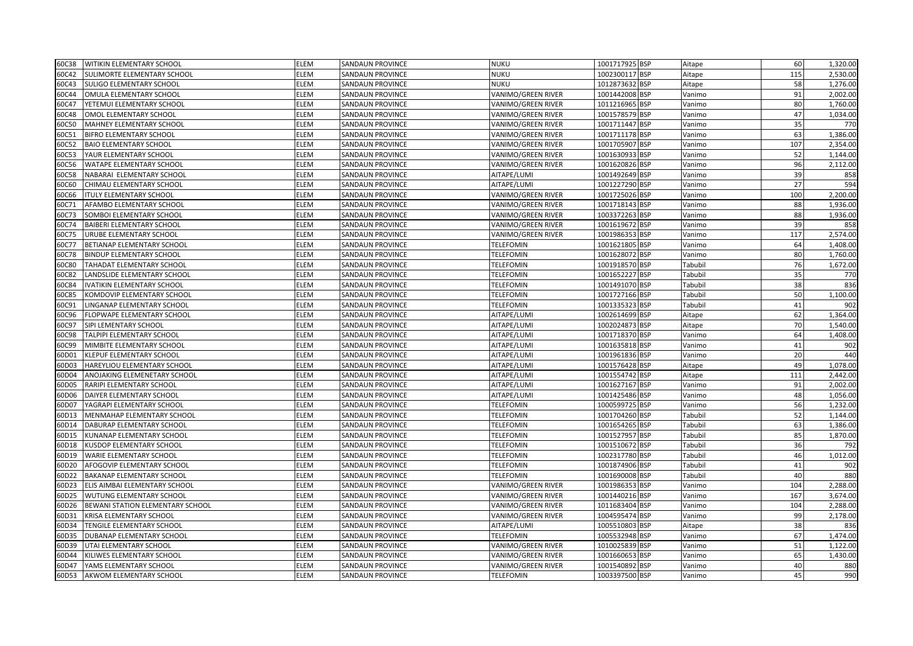| 60C38 | WITIKIN ELEMENTARY SCHOOL | ELEM | SANDAUN PROVINCE | NUKU | 1001717925 | BSP | Aitape | 60 | 1,320.00 |
|---|---|---|---|---|---|---|---|---|---|
| 60C42 | SULIMORTE ELEMENTARY SCHOOL | ELEM | SANDAUN PROVINCE | NUKU | 1002300117 | BSP | Aitape | 115 | 2,530.00 |
| 60C43 | SULIGO ELEMENTARY SCHOOL | ELEM | SANDAUN PROVINCE | NUKU | 1012873632 | BSP | Aitape | 58 | 1,276.00 |
| 60C44 | OMULA ELEMENTARY SCHOOL | ELEM | SANDAUN PROVINCE | VANIMO/GREEN RIVER | 1001442008 | BSP | Vanimo | 91 | 2,002.00 |
| 60C47 | YETEMUI ELEMENTARY SCHOOL | ELEM | SANDAUN PROVINCE | VANIMO/GREEN RIVER | 1011216965 | BSP | Vanimo | 80 | 1,760.00 |
| 60C48 | OMOL ELEMENTARY SCHOOL | ELEM | SANDAUN PROVINCE | VANIMO/GREEN RIVER | 1001578579 | BSP | Vanimo | 47 | 1,034.00 |
| 60C50 | MAHNEY ELEMENTARY SCHOOL | ELEM | SANDAUN PROVINCE | VANIMO/GREEN RIVER | 1001711447 | BSP | Vanimo | 35 | 770 |
| 60C51 | BIFRO ELEMENTARY SCHOOL | ELEM | SANDAUN PROVINCE | VANIMO/GREEN RIVER | 1001711178 | BSP | Vanimo | 63 | 1,386.00 |
| 60C52 | BAIO ELEMENTARY SCHOOL | ELEM | SANDAUN PROVINCE | VANIMO/GREEN RIVER | 1001705907 | BSP | Vanimo | 107 | 2,354.00 |
| 60C53 | YAUR ELEMENTARY SCHOOL | ELEM | SANDAUN PROVINCE | VANIMO/GREEN RIVER | 1001630933 | BSP | Vanimo | 52 | 1,144.00 |
| 60C56 | WATAPE ELEMENTARY SCHOOL | ELEM | SANDAUN PROVINCE | VANIMO/GREEN RIVER | 1001620826 | BSP | Vanimo | 96 | 2,112.00 |
| 60C58 | NABARAI ELEMENTARY SCHOOL | ELEM | SANDAUN PROVINCE | AITAPE/LUMI | 1001492649 | BSP | Vanimo | 39 | 858 |
| 60C60 | CHIMAU ELEMENTARY SCHOOL | ELEM | SANDAUN PROVINCE | AITAPE/LUMI | 1001227290 | BSP | Vanimo | 27 | 594 |
| 60C66 | ITULY ELEMENTARY SCHOOL | ELEM | SANDAUN PROVINCE | VANIMO/GREEN RIVER | 1001725026 | BSP | Vanimo | 100 | 2,200.00 |
| 60C71 | AFAMBO ELEMENTARY SCHOOL | ELEM | SANDAUN PROVINCE | VANIMO/GREEN RIVER | 1001718143 | BSP | Vanimo | 88 | 1,936.00 |
| 60C73 | SOMBOI ELEMENTARY SCHOOL | ELEM | SANDAUN PROVINCE | VANIMO/GREEN RIVER | 1003372263 | BSP | Vanimo | 88 | 1,936.00 |
| 60C74 | BAIBERI ELEMENTARY SCHOOL | ELEM | SANDAUN PROVINCE | VANIMO/GREEN RIVER | 1001619672 | BSP | Vanimo | 39 | 858 |
| 60C75 | URUBE ELEMENTARY SCHOOL | ELEM | SANDAUN PROVINCE | VANIMO/GREEN RIVER | 1001986353 | BSP | Vanimo | 117 | 2,574.00 |
| 60C77 | BETIANAP ELEMENTARY SCHOOL | ELEM | SANDAUN PROVINCE | TELEFOMIN | 1001621805 | BSP | Vanimo | 64 | 1,408.00 |
| 60C78 | BINDUP ELEMENTARY SCHOOL | ELEM | SANDAUN PROVINCE | TELEFOMIN | 1001628072 | BSP | Vanimo | 80 | 1,760.00 |
| 60C80 | TAHADAT ELEMENTARY SCHOOL | ELEM | SANDAUN PROVINCE | TELEFOMIN | 1001918570 | BSP | Tabubil | 76 | 1,672.00 |
| 60C82 | LANDSLIDE ELEMENTARY SCHOOL | ELEM | SANDAUN PROVINCE | TELEFOMIN | 1001652227 | BSP | Tabubil | 35 | 770 |
| 60C84 | IVATIKIN ELEMENTARY SCHOOL | ELEM | SANDAUN PROVINCE | TELEFOMIN | 1001491070 | BSP | Tabubil | 38 | 836 |
| 60C85 | KOMDOVIP ELEMENTARY SCHOOL | ELEM | SANDAUN PROVINCE | TELEFOMIN | 1001727166 | BSP | Tabubil | 50 | 1,100.00 |
| 60C91 | LINGANAP ELEMENTARY SCHOOL | ELEM | SANDAUN PROVINCE | TELEFOMIN | 1001335323 | BSP | Tabubil | 41 | 902 |
| 60C96 | FLOPWAPE ELEMENTARY SCHOOL | ELEM | SANDAUN PROVINCE | AITAPE/LUMI | 1002614699 | BSP | Aitape | 62 | 1,364.00 |
| 60C97 | SIPI LEMENTARY SCHOOL | ELEM | SANDAUN PROVINCE | AITAPE/LUMI | 1002024873 | BSP | Aitape | 70 | 1,540.00 |
| 60C98 | TALPIPI ELEMENTARY SCHOOL | ELEM | SANDAUN PROVINCE | AITAPE/LUMI | 1001718370 | BSP | Vanimo | 64 | 1,408.00 |
| 60C99 | MIMBITE ELEMENTARY SCHOOL | ELEM | SANDAUN PROVINCE | AITAPE/LUMI | 1001635818 | BSP | Vanimo | 41 | 902 |
| 60D01 | KLEPUF ELEMENTARY SCHOOL | ELEM | SANDAUN PROVINCE | AITAPE/LUMI | 1001961836 | BSP | Vanimo | 20 | 440 |
| 60D03 | HAREYLIOU ELEMENTARY SCHOOL | ELEM | SANDAUN PROVINCE | AITAPE/LUMI | 1001576428 | BSP | Aitape | 49 | 1,078.00 |
| 60D04 | ANOJAKING ELEMENETARY SCHOOL | ELEM | SANDAUN PROVINCE | AITAPE/LUMI | 1001554742 | BSP | Aitape | 111 | 2,442.00 |
| 60D05 | RARIPI ELEMENTARY SCHOOL | ELEM | SANDAUN PROVINCE | AITAPE/LUMI | 1001627167 | BSP | Vanimo | 91 | 2,002.00 |
| 60D06 | DAIYER ELEMENTARY SCHOOL | ELEM | SANDAUN PROVINCE | AITAPE/LUMI | 1001425486 | BSP | Vanimo | 48 | 1,056.00 |
| 60D07 | YAGRAPI ELEMENTARY SCHOOL | ELEM | SANDAUN PROVINCE | TELEFOMIN | 1000599725 | BSP | Vanimo | 56 | 1,232.00 |
| 60D13 | MENMAHAP ELEMENTARY SCHOOL | ELEM | SANDAUN PROVINCE | TELEFOMIN | 1001704260 | BSP | Tabubil | 52 | 1,144.00 |
| 60D14 | DABURAP ELEMENTARY SCHOOL | ELEM | SANDAUN PROVINCE | TELEFOMIN | 1001654265 | BSP | Tabubil | 63 | 1,386.00 |
| 60D15 | KUNANAP ELEMENTARY SCHOOL | ELEM | SANDAUN PROVINCE | TELEFOMIN | 1001527957 | BSP | Tabubil | 85 | 1,870.00 |
| 60D18 | KUSDOP ELEMENTARY SCHOOL | ELEM | SANDAUN PROVINCE | TELEFOMIN | 1001510672 | BSP | Tabubil | 36 | 792 |
| 60D19 | WARIE ELEMENTARY SCHOOL | ELEM | SANDAUN PROVINCE | TELEFOMIN | 1002317780 | BSP | Tabubil | 46 | 1,012.00 |
| 60D20 | AFOGOVIP ELEMENTARY SCHOOL | ELEM | SANDAUN PROVINCE | TELEFOMIN | 1001874906 | BSP | Tabubil | 41 | 902 |
| 60D22 | BAKANAP ELEMENTARY SCHOOL | ELEM | SANDAUN PROVINCE | TELEFOMIN | 1001690008 | BSP | Tabubil | 40 | 880 |
| 60D23 | ELIS AIMBAI ELEMENTARY SCHOOL | ELEM | SANDAUN PROVINCE | VANIMO/GREEN RIVER | 1001986353 | BSP | Vanimo | 104 | 2,288.00 |
| 60D25 | WUTUNG ELEMENTARY SCHOOL | ELEM | SANDAUN PROVINCE | VANIMO/GREEN RIVER | 1001440216 | BSP | Vanimo | 167 | 3,674.00 |
| 60D26 | BEWANI STATION ELEMENTARY SCHOOL | ELEM | SANDAUN PROVINCE | VANIMO/GREEN RIVER | 1011683404 | BSP | Vanimo | 104 | 2,288.00 |
| 60D31 | KRISA ELEMENTARY SCHOOL | ELEM | SANDAUN PROVINCE | VANIMO/GREEN RIVER | 1004595474 | BSP | Vanimo | 99 | 2,178.00 |
| 60D34 | TENGILE ELEMENTARY SCHOOL | ELEM | SANDAUN PROVINCE | AITAPE/LUMI | 1005510803 | BSP | Aitape | 38 | 836 |
| 60D35 | DUBANAP ELEMENTARY SCHOOL | ELEM | SANDAUN PROVINCE | TELEFOMIN | 1005532948 | BSP | Vanimo | 67 | 1,474.00 |
| 60D39 | UTAI ELEMENTARY SCHOOL | ELEM | SANDAUN PROVINCE | VANIMO/GREEN RIVER | 1010025839 | BSP | Vanimo | 51 | 1,122.00 |
| 60D44 | KILIWES ELEMENTARY SCHOOL | ELEM | SANDAUN PROVINCE | VANIMO/GREEN RIVER | 1001660653 | BSP | Vanimo | 65 | 1,430.00 |
| 60D47 | YAMS ELEMENTARY SCHOOL | ELEM | SANDAUN PROVINCE | VANIMO/GREEN RIVER | 1001540892 | BSP | Vanimo | 40 | 880 |
| 60D53 | AKWOM ELEMENTARY SCHOOL | ELEM | SANDAUN PROVINCE | TELEFOMIN | 1003397500 | BSP | Vanimo | 45 | 990 |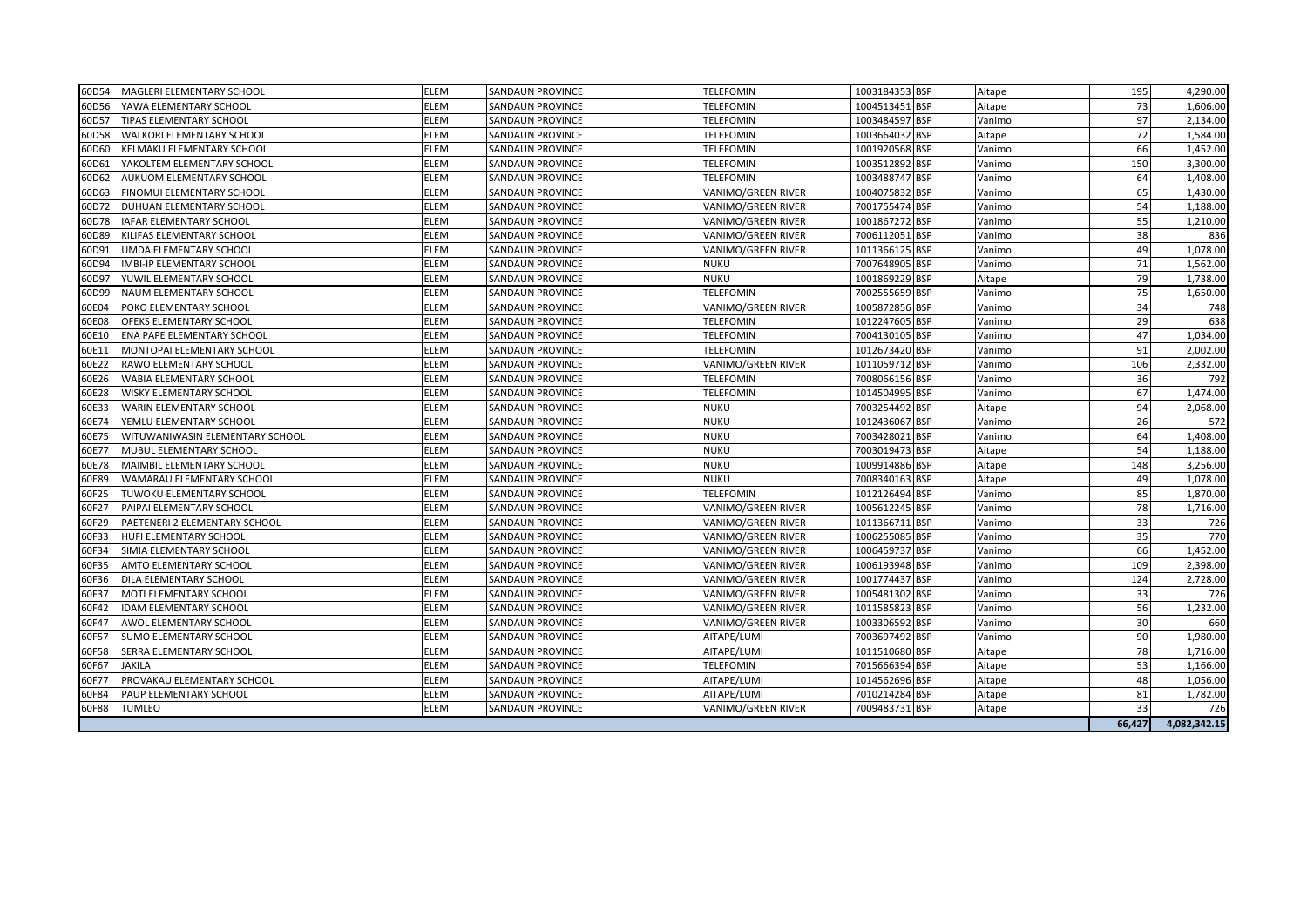| | | | | | | | | | |
|---|---|---|---|---|---|---|---|---|---|
| 60D54 | MAGLERI ELEMENTARY SCHOOL | ELEM | SANDAUN PROVINCE | TELEFOMIN | 1003184353 | BSP | Aitape | 195 | 4,290.00 |
| 60D56 | YAWA ELEMENTARY SCHOOL | ELEM | SANDAUN PROVINCE | TELEFOMIN | 1004513451 | BSP | Aitape | 73 | 1,606.00 |
| 60D57 | TIPAS ELEMENTARY SCHOOL | ELEM | SANDAUN PROVINCE | TELEFOMIN | 1003484597 | BSP | Vanimo | 97 | 2,134.00 |
| 60D58 | WALKORI ELEMENTARY SCHOOL | ELEM | SANDAUN PROVINCE | TELEFOMIN | 1003664032 | BSP | Aitape | 72 | 1,584.00 |
| 60D60 | KELMAKU ELEMENTARY SCHOOL | ELEM | SANDAUN PROVINCE | TELEFOMIN | 1001920568 | BSP | Vanimo | 66 | 1,452.00 |
| 60D61 | YAKOLTEM ELEMENTARY SCHOOL | ELEM | SANDAUN PROVINCE | TELEFOMIN | 1003512892 | BSP | Vanimo | 150 | 3,300.00 |
| 60D62 | AUKUOM ELEMENTARY SCHOOL | ELEM | SANDAUN PROVINCE | TELEFOMIN | 1003488747 | BSP | Vanimo | 64 | 1,408.00 |
| 60D63 | FINOMUI ELEMENTARY SCHOOL | ELEM | SANDAUN PROVINCE | VANIMO/GREEN RIVER | 1004075832 | BSP | Vanimo | 65 | 1,430.00 |
| 60D72 | DUHUAN ELEMENTARY SCHOOL | ELEM | SANDAUN PROVINCE | VANIMO/GREEN RIVER | 7001755474 | BSP | Vanimo | 54 | 1,188.00 |
| 60D78 | IAFAR ELEMENTARY SCHOOL | ELEM | SANDAUN PROVINCE | VANIMO/GREEN RIVER | 1001867272 | BSP | Vanimo | 55 | 1,210.00 |
| 60D89 | KILIFAS ELEMENTARY SCHOOL | ELEM | SANDAUN PROVINCE | VANIMO/GREEN RIVER | 7006112051 | BSP | Vanimo | 38 | 836 |
| 60D91 | UMDA ELEMENTARY SCHOOL | ELEM | SANDAUN PROVINCE | VANIMO/GREEN RIVER | 1011366125 | BSP | Vanimo | 49 | 1,078.00 |
| 60D94 | IMBI-IP ELEMENTARY SCHOOL | ELEM | SANDAUN PROVINCE | NUKU | 7007648905 | BSP | Vanimo | 71 | 1,562.00 |
| 60D97 | YUWIL ELEMENTARY SCHOOL | ELEM | SANDAUN PROVINCE | NUKU | 1001869229 | BSP | Aitape | 79 | 1,738.00 |
| 60D99 | NAUM ELEMENTARY SCHOOL | ELEM | SANDAUN PROVINCE | TELEFOMIN | 7002555659 | BSP | Vanimo | 75 | 1,650.00 |
| 60E04 | POKO ELEMENTARY SCHOOL | ELEM | SANDAUN PROVINCE | VANIMO/GREEN RIVER | 1005872856 | BSP | Vanimo | 34 | 748 |
| 60E08 | OFEKS ELEMENTARY SCHOOL | ELEM | SANDAUN PROVINCE | TELEFOMIN | 1012247605 | BSP | Vanimo | 29 | 638 |
| 60E10 | ENA PAPE ELEMENTARY SCHOOL | ELEM | SANDAUN PROVINCE | TELEFOMIN | 7004130105 | BSP | Vanimo | 47 | 1,034.00 |
| 60E11 | MONTOPAI ELEMENTARY SCHOOL | ELEM | SANDAUN PROVINCE | TELEFOMIN | 1012673420 | BSP | Vanimo | 91 | 2,002.00 |
| 60E22 | RAWO ELEMENTARY SCHOOL | ELEM | SANDAUN PROVINCE | VANIMO/GREEN RIVER | 1011059712 | BSP | Vanimo | 106 | 2,332.00 |
| 60E26 | WABIA ELEMENTARY SCHOOL | ELEM | SANDAUN PROVINCE | TELEFOMIN | 7008066156 | BSP | Vanimo | 36 | 792 |
| 60E28 | WISKY ELEMENTARY SCHOOL | ELEM | SANDAUN PROVINCE | TELEFOMIN | 1014504995 | BSP | Vanimo | 67 | 1,474.00 |
| 60E33 | WARIN ELEMENTARY SCHOOL | ELEM | SANDAUN PROVINCE | NUKU | 7003254492 | BSP | Aitape | 94 | 2,068.00 |
| 60E74 | YEMLU ELEMENTARY SCHOOL | ELEM | SANDAUN PROVINCE | NUKU | 1012436067 | BSP | Vanimo | 26 | 572 |
| 60E75 | WITUWANIWASIN ELEMENTARY SCHOOL | ELEM | SANDAUN PROVINCE | NUKU | 7003428021 | BSP | Vanimo | 64 | 1,408.00 |
| 60E77 | MUBUL ELEMENTARY SCHOOL | ELEM | SANDAUN PROVINCE | NUKU | 7003019473 | BSP | Aitape | 54 | 1,188.00 |
| 60E78 | MAIMBIL ELEMENTARY SCHOOL | ELEM | SANDAUN PROVINCE | NUKU | 1009914886 | BSP | Aitape | 148 | 3,256.00 |
| 60E89 | WAMARAU ELEMENTARY SCHOOL | ELEM | SANDAUN PROVINCE | NUKU | 7008340163 | BSP | Aitape | 49 | 1,078.00 |
| 60F25 | TUWOKU ELEMENTARY SCHOOL | ELEM | SANDAUN PROVINCE | TELEFOMIN | 1012126494 | BSP | Vanimo | 85 | 1,870.00 |
| 60F27 | PAIPAI ELEMENTARY SCHOOL | ELEM | SANDAUN PROVINCE | VANIMO/GREEN RIVER | 1005612245 | BSP | Vanimo | 78 | 1,716.00 |
| 60F29 | PAETENERI 2 ELEMENTARY SCHOOL | ELEM | SANDAUN PROVINCE | VANIMO/GREEN RIVER | 1011366711 | BSP | Vanimo | 33 | 726 |
| 60F33 | HUFI ELEMENTARY SCHOOL | ELEM | SANDAUN PROVINCE | VANIMO/GREEN RIVER | 1006255085 | BSP | Vanimo | 35 | 770 |
| 60F34 | SIMIA ELEMENTARY SCHOOL | ELEM | SANDAUN PROVINCE | VANIMO/GREEN RIVER | 1006459737 | BSP | Vanimo | 66 | 1,452.00 |
| 60F35 | AMTO ELEMENTARY SCHOOL | ELEM | SANDAUN PROVINCE | VANIMO/GREEN RIVER | 1006193948 | BSP | Vanimo | 109 | 2,398.00 |
| 60F36 | DILA ELEMENTARY SCHOOL | ELEM | SANDAUN PROVINCE | VANIMO/GREEN RIVER | 1001774437 | BSP | Vanimo | 124 | 2,728.00 |
| 60F37 | MOTI ELEMENTARY SCHOOL | ELEM | SANDAUN PROVINCE | VANIMO/GREEN RIVER | 1005481302 | BSP | Vanimo | 33 | 726 |
| 60F42 | IDAM ELEMENTARY SCHOOL | ELEM | SANDAUN PROVINCE | VANIMO/GREEN RIVER | 1011585823 | BSP | Vanimo | 56 | 1,232.00 |
| 60F47 | AWOL ELEMENTARY SCHOOL | ELEM | SANDAUN PROVINCE | VANIMO/GREEN RIVER | 1003306592 | BSP | Vanimo | 30 | 660 |
| 60F57 | SUMO ELEMENTARY SCHOOL | ELEM | SANDAUN PROVINCE | AITAPE/LUMI | 7003697492 | BSP | Vanimo | 90 | 1,980.00 |
| 60F58 | SERRA ELEMENTARY SCHOOL | ELEM | SANDAUN PROVINCE | AITAPE/LUMI | 1011510680 | BSP | Aitape | 78 | 1,716.00 |
| 60F67 | JAKILA | ELEM | SANDAUN PROVINCE | TELEFOMIN | 7015666394 | BSP | Aitape | 53 | 1,166.00 |
| 60F77 | PROVAKAU ELEMENTARY SCHOOL | ELEM | SANDAUN PROVINCE | AITAPE/LUMI | 1014562696 | BSP | Aitape | 48 | 1,056.00 |
| 60F84 | PAUP ELEMENTARY SCHOOL | ELEM | SANDAUN PROVINCE | AITAPE/LUMI | 7010214284 | BSP | Aitape | 81 | 1,782.00 |
| 60F88 | TUMLEO | ELEM | SANDAUN PROVINCE | VANIMO/GREEN RIVER | 7009483731 | BSP | Aitape | 33 | 726 |
| | | | | | | | | **66,427** | **4,082,342.15** |